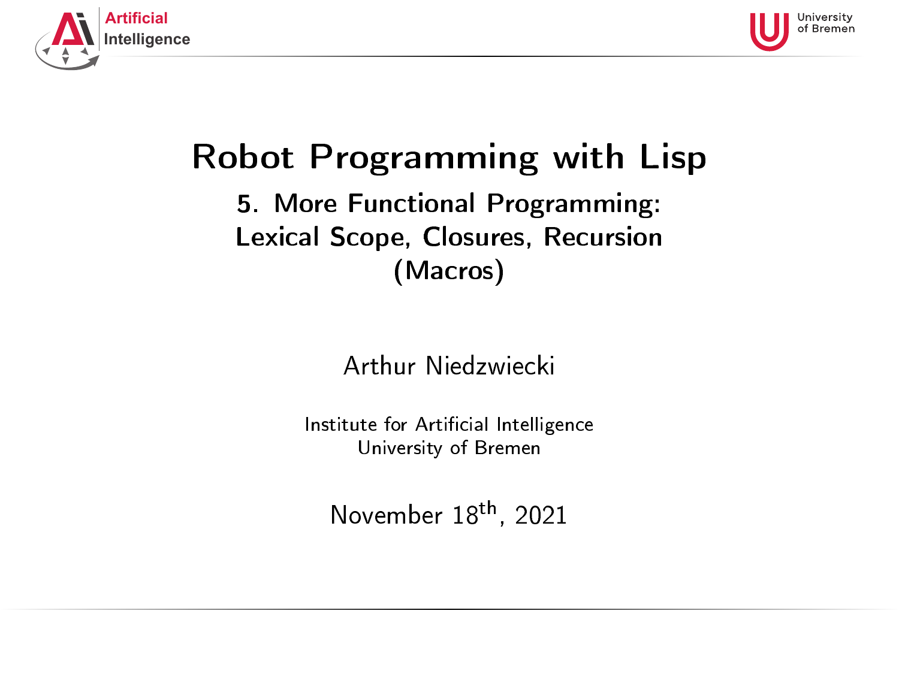# Robot Programming with Lisp

## 5. More Functional Programming: Lexical Scope, Closures, Recursion (Macros)

Arthur Niedzwiecki

Institute for Artificial Intelligence
University of Bremen

November 18th, 2021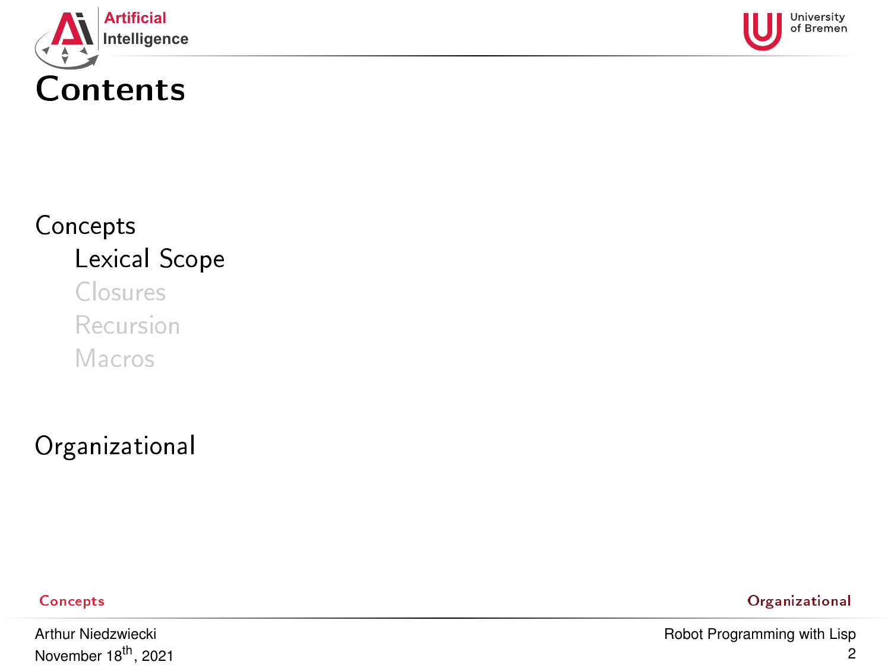# Contents

Concepts

- Lexical Scope
- Closures
- Recursion
- Macros

Organizational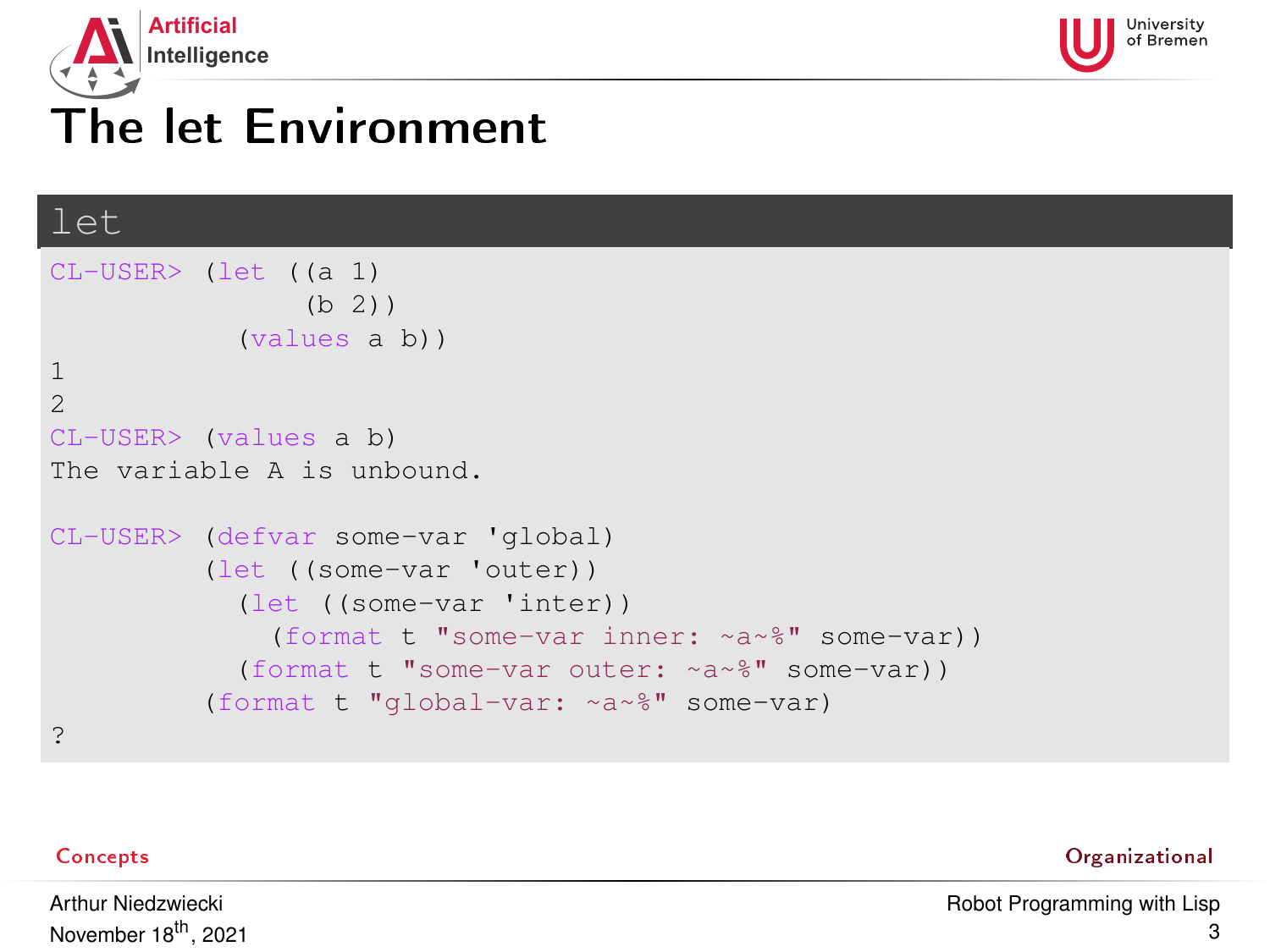# The let Environment

## let

```
CL-USER> (let ((a 1)
               (b 2))
           (values a b))
1
2
CL-USER> (values a b)
The variable A is unbound.

CL-USER> (defvar some-var 'global)
         (let ((some-var 'outer))
           (let ((some-var 'inter))
             (format t "some-var inner: ~a~%" some-var))
           (format t "some-var outer: ~a~%" some-var))
         (format t "global-var: ~a~%" some-var)
?
```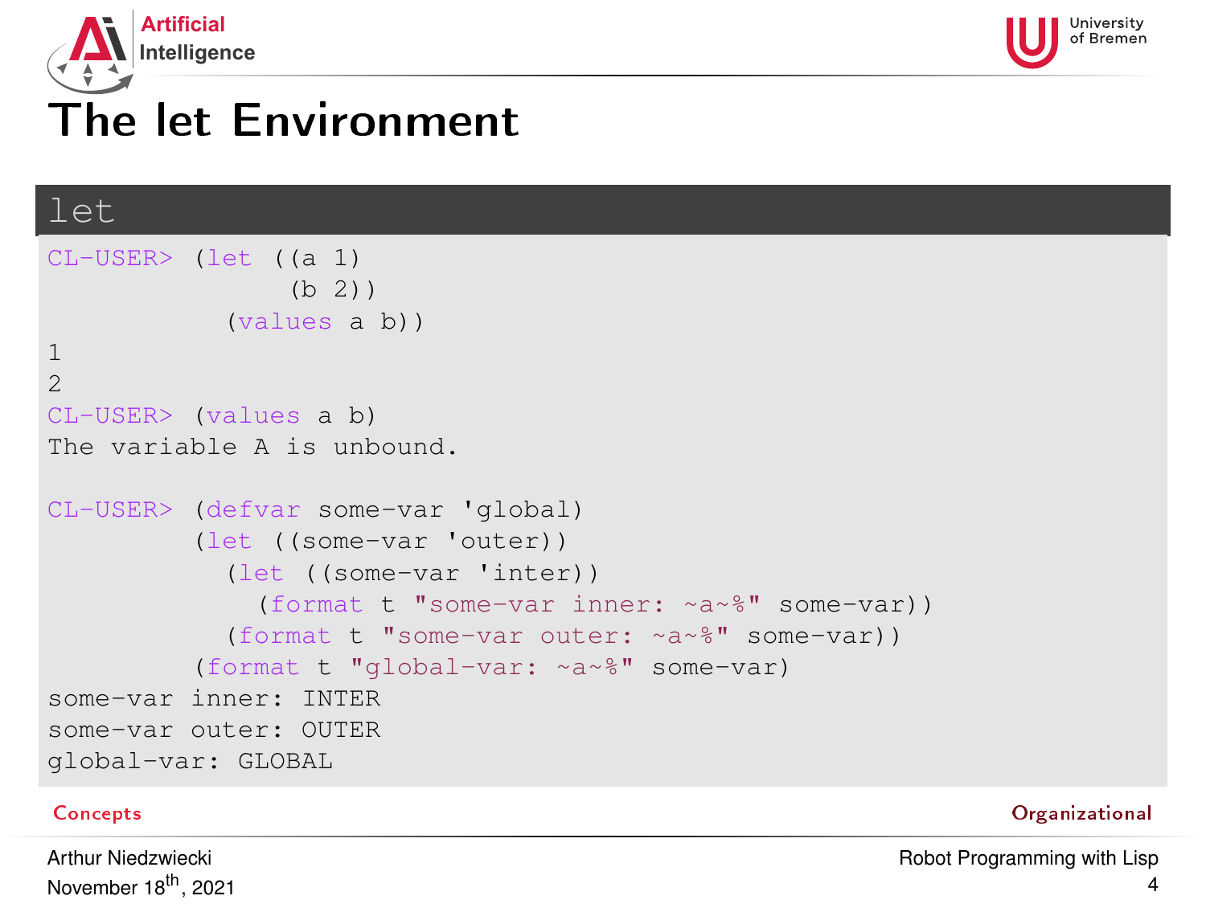# The let Environment

## let

```
CL-USER> (let ((a 1)
               (b 2))
           (values a b))
1
2
CL-USER> (values a b)
The variable A is unbound.

CL-USER> (defvar some-var 'global)
         (let ((some-var 'outer))
           (let ((some-var 'inter))
             (format t "some-var inner: ~a~%" some-var))
           (format t "some-var outer: ~a~%" some-var))
         (format t "global-var: ~a~%" some-var)
some-var inner: INTER
some-var outer: OUTER
global-var: GLOBAL
```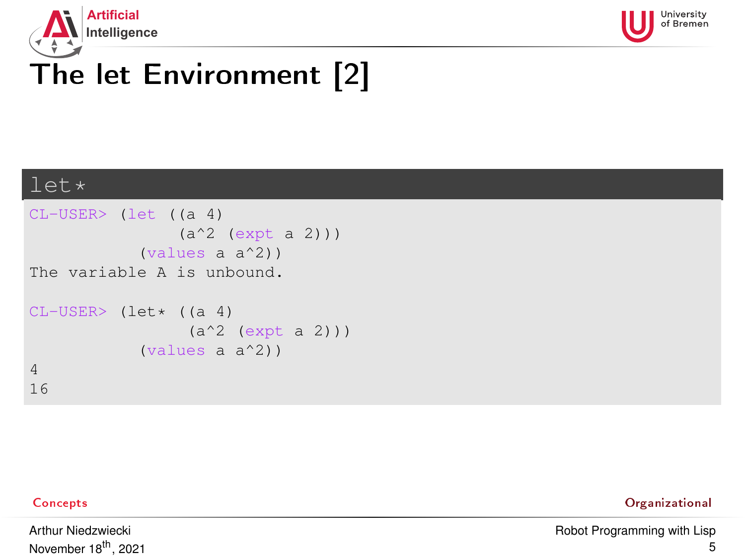# The let Environment [2]

## let*

```
CL-USER> (let ((a 4)
               (a^2 (expt a 2)))
           (values a a^2))
The variable A is unbound.

CL-USER> (let* ((a 4)
                (a^2 (expt a 2)))
           (values a a^2))
4
16
```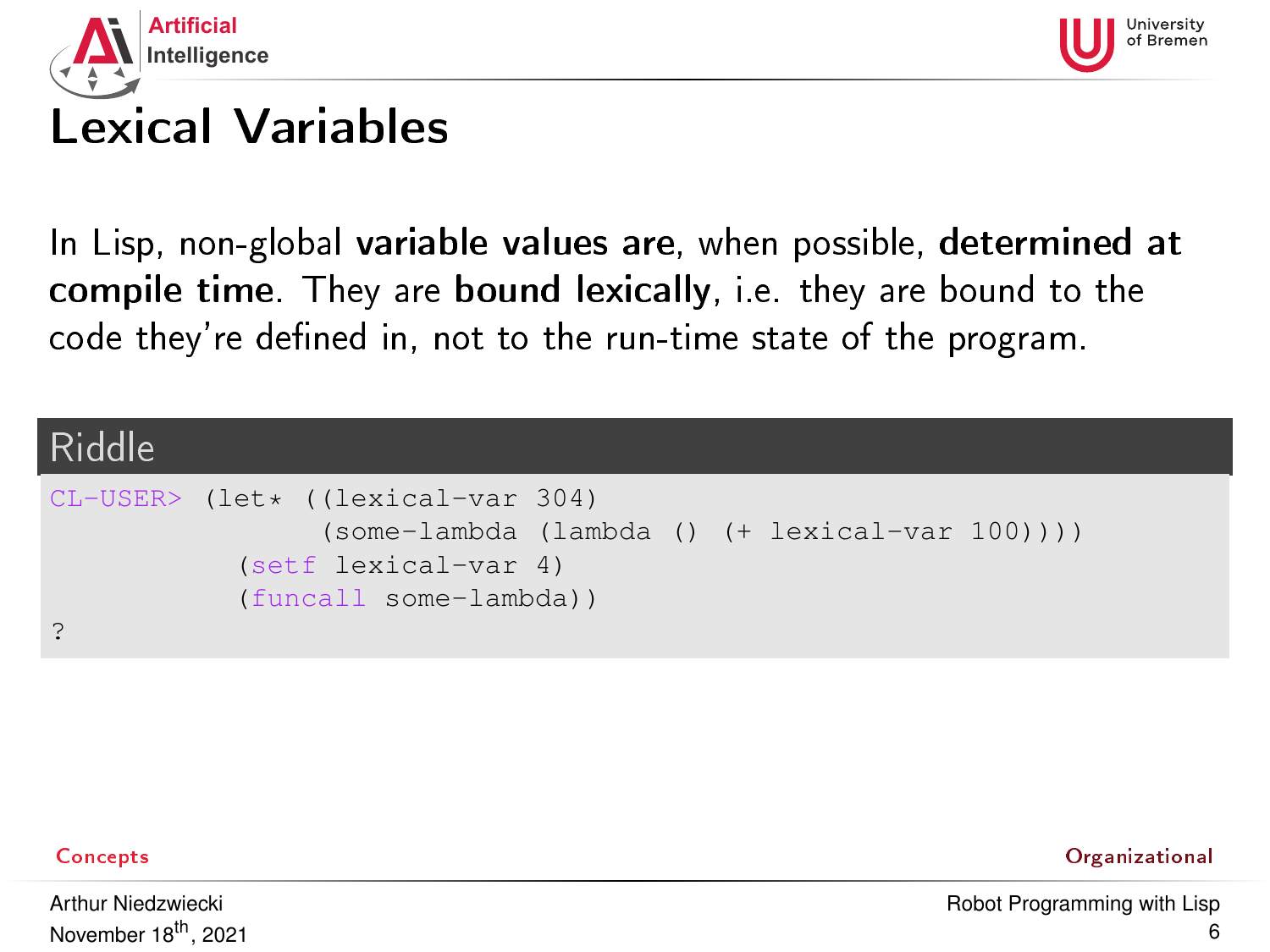# Lexical Variables

In Lisp, non-global **variable values are**, when possible, **determined at compile time**. They are **bound lexically**, i.e. they are bound to the code they're defined in, not to the run-time state of the program.

## Riddle

```
CL-USER> (let* ((lexical-var 304)
                (some-lambda (lambda () (+ lexical-var 100))))
           (setf lexical-var 4)
           (funcall some-lambda))
?
```

Concepts | Organizational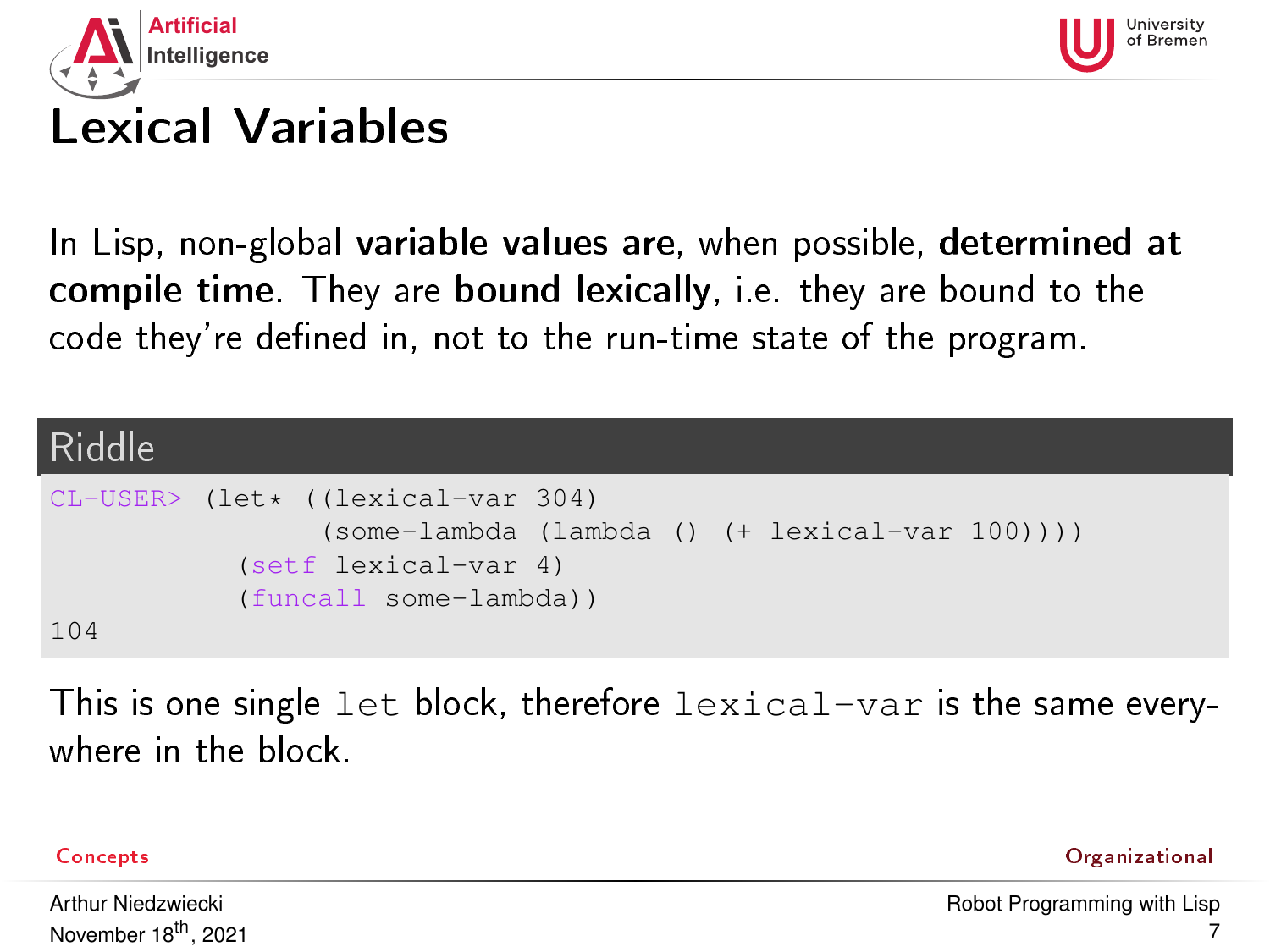# Lexical Variables

In Lisp, non-global **variable values are**, when possible, **determined at compile time**. They are **bound lexically**, i.e. they are bound to the code they're defined in, not to the run-time state of the program.

## Riddle

```
CL-USER> (let* ((lexical-var 304)
                (some-lambda (lambda () (+ lexical-var 100))))
           (setf lexical-var 4)
           (funcall some-lambda))
104
```

This is one single `let` block, therefore `lexical-var` is the same everywhere in the block.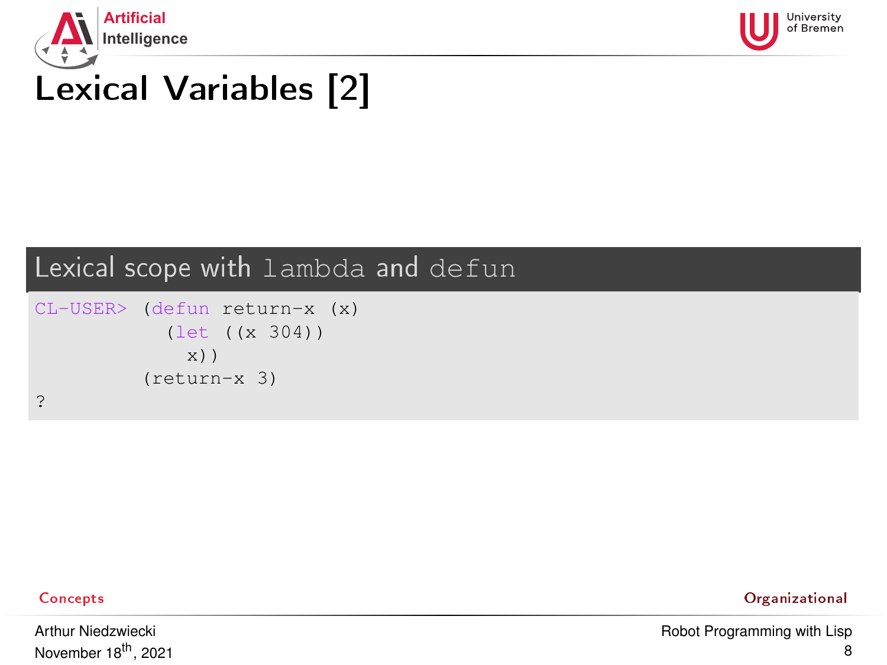# Lexical Variables [2]

## Lexical scope with `lambda` and `defun`

```
CL-USER> (defun return-x (x)
           (let ((x 304))
             x))
         (return-x 3)
?
```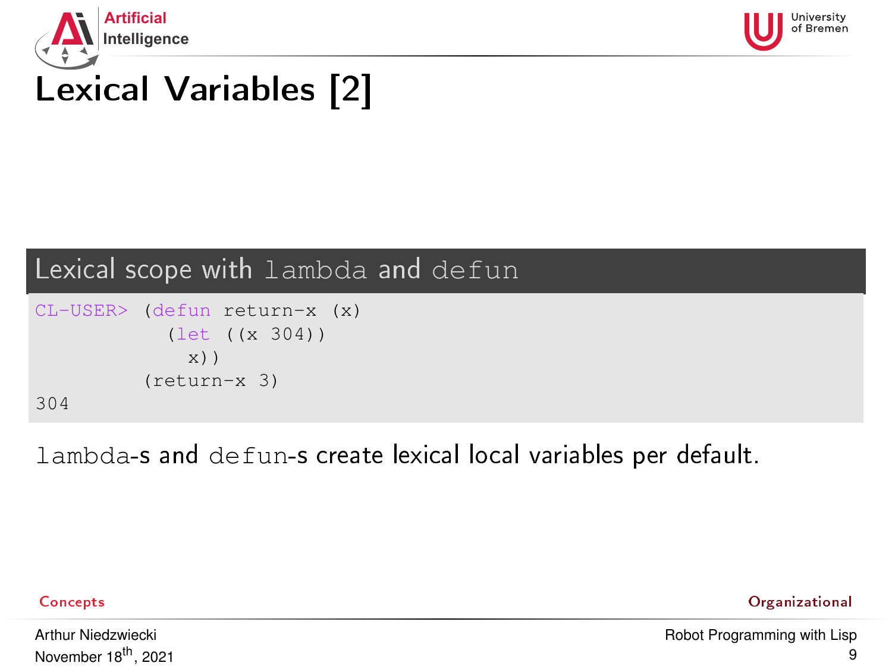# Lexical Variables [2]

## Lexical scope with `lambda` and `defun`

```
CL-USER> (defun return-x (x)
           (let ((x 304))
             x))
         (return-x 3)
304
```

`lambda`-s and `defun`-s create lexical local variables per default.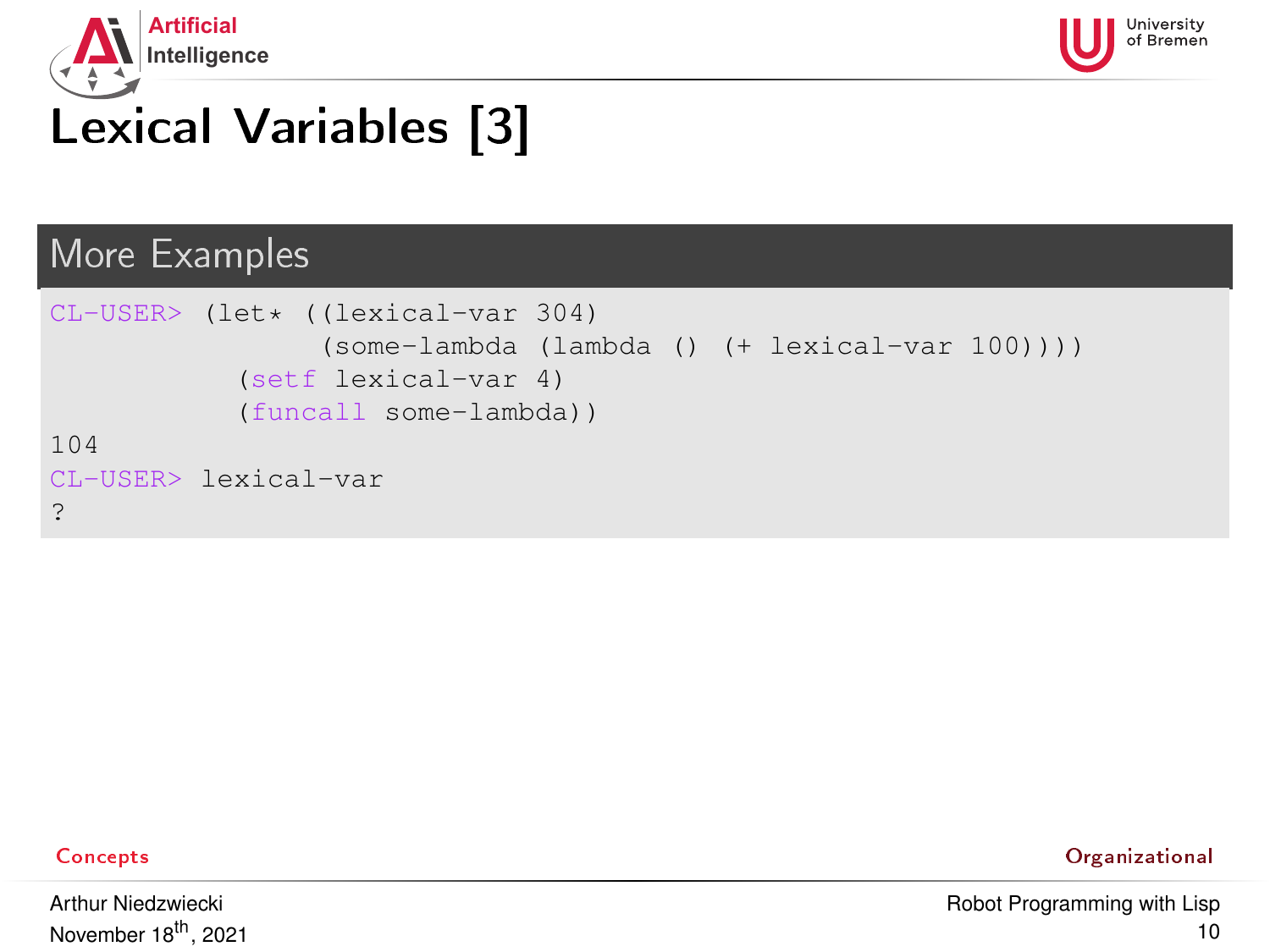# Lexical Variables [3]

## More Examples

```
CL-USER> (let* ((lexical-var 304)
                (some-lambda (lambda () (+ lexical-var 100))))
           (setf lexical-var 4)
           (funcall some-lambda))
104
CL-USER> lexical-var
?
```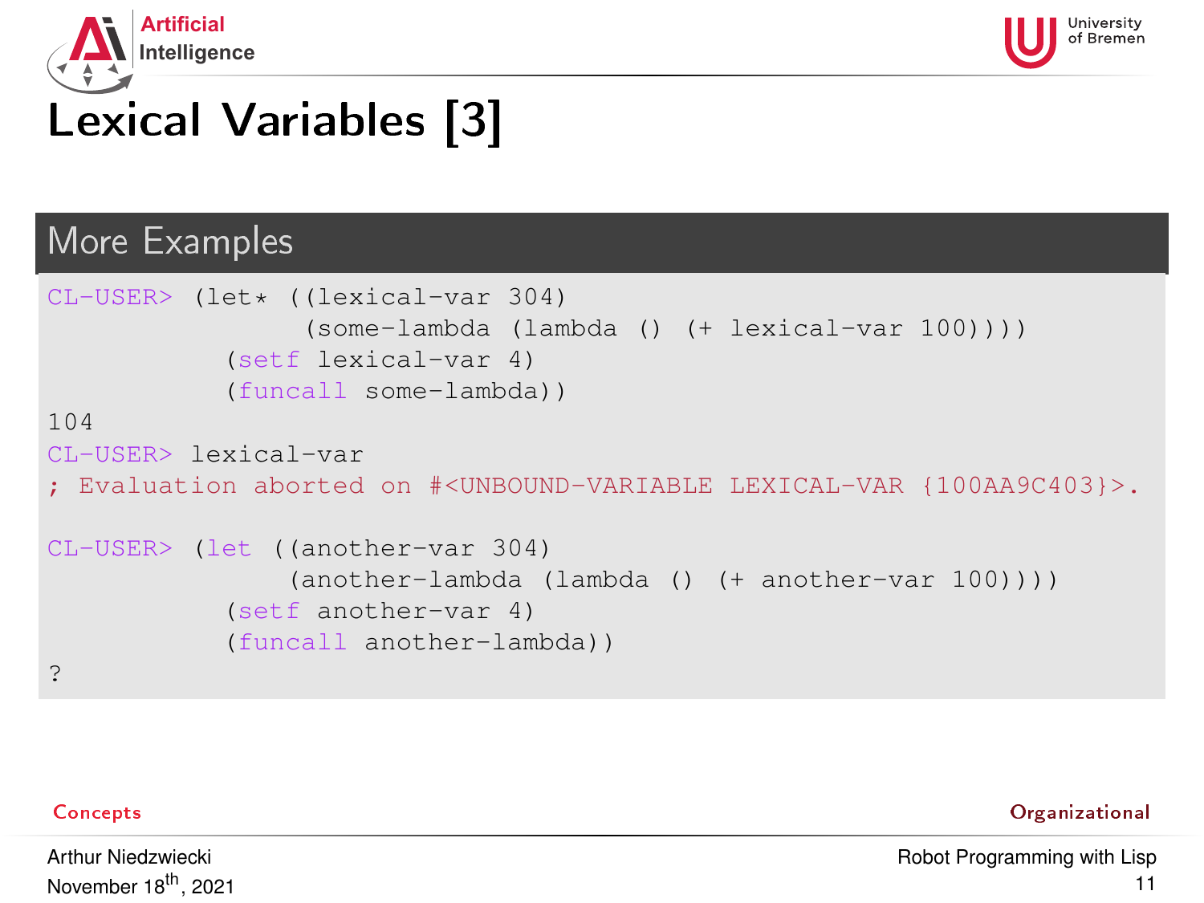# Lexical Variables [3]

## More Examples

```
CL-USER> (let* ((lexical-var 304)
                (some-lambda (lambda () (+ lexical-var 100))))
           (setf lexical-var 4)
           (funcall some-lambda))
104
CL-USER> lexical-var
; Evaluation aborted on #<UNBOUND-VARIABLE LEXICAL-VAR {100AA9C403}>.

CL-USER> (let ((another-var 304)
               (another-lambda (lambda () (+ another-var 100))))
           (setf another-var 4)
           (funcall another-lambda))
?
```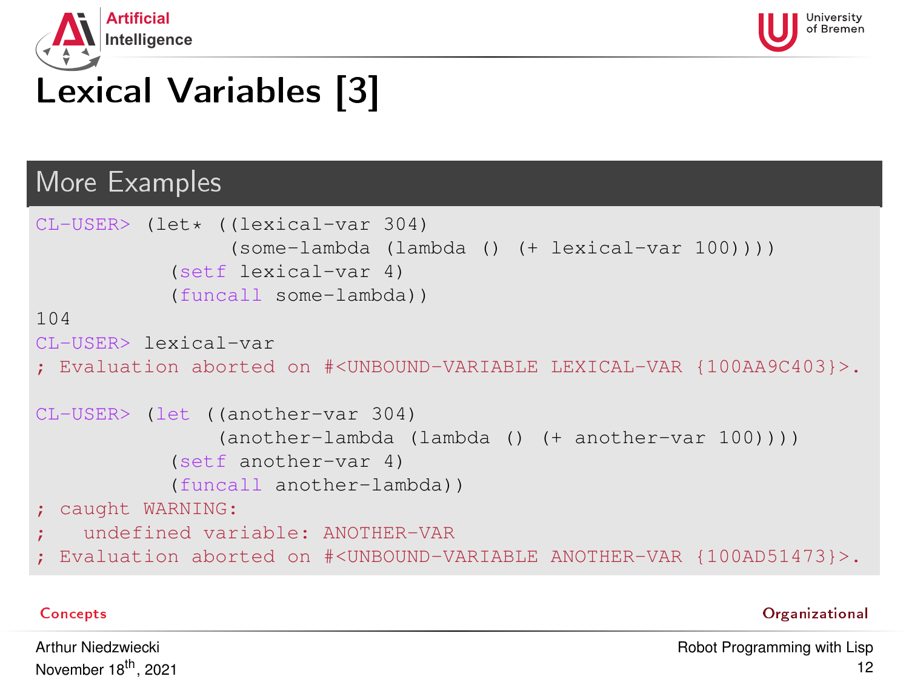# Lexical Variables [3]

## More Examples

```
CL-USER> (let* ((lexical-var 304)
                (some-lambda (lambda () (+ lexical-var 100))))
           (setf lexical-var 4)
           (funcall some-lambda))
104
CL-USER> lexical-var
; Evaluation aborted on #<UNBOUND-VARIABLE LEXICAL-VAR {100AA9C403}>.

CL-USER> (let ((another-var 304)
               (another-lambda (lambda () (+ another-var 100))))
           (setf another-var 4)
           (funcall another-lambda))
; caught WARNING:
;   undefined variable: ANOTHER-VAR
; Evaluation aborted on #<UNBOUND-VARIABLE ANOTHER-VAR {100AD51473}>.
```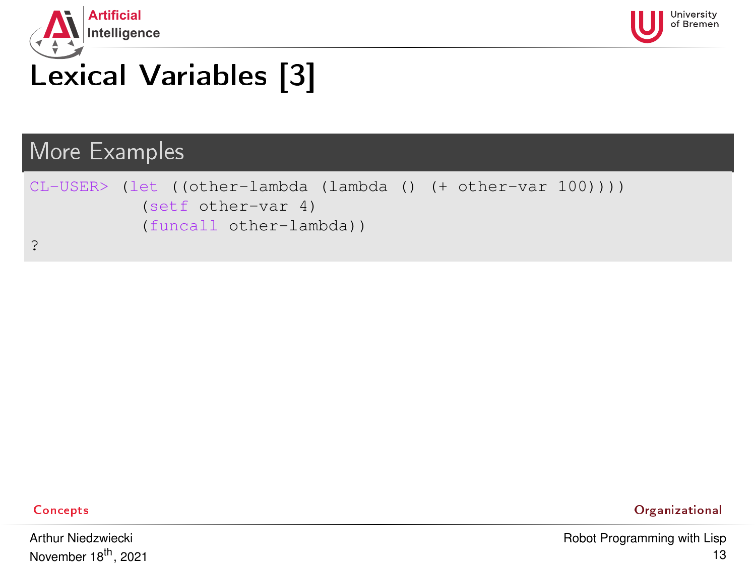# Lexical Variables [3]

## More Examples

```
CL-USER> (let ((other-lambda (lambda () (+ other-var 100))))
           (setf other-var 4)
           (funcall other-lambda))
?
```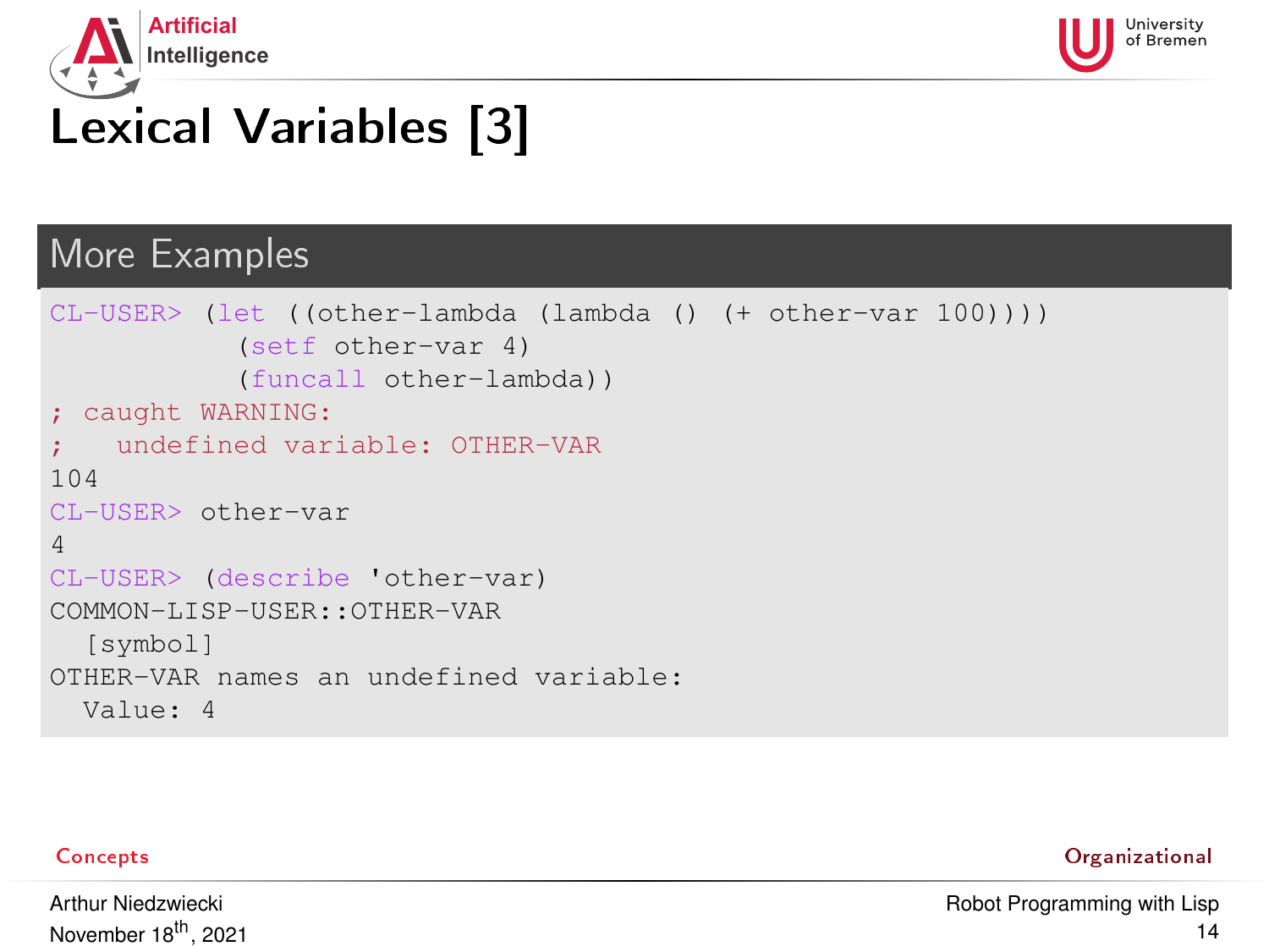# Lexical Variables [3]

## More Examples

```
CL-USER> (let ((other-lambda (lambda () (+ other-var 100))))
           (setf other-var 4)
           (funcall other-lambda))
; caught WARNING:
;   undefined variable: OTHER-VAR
104
CL-USER> other-var
4
CL-USER> (describe 'other-var)
COMMON-LISP-USER::OTHER-VAR
  [symbol]
OTHER-VAR names an undefined variable:
  Value: 4
```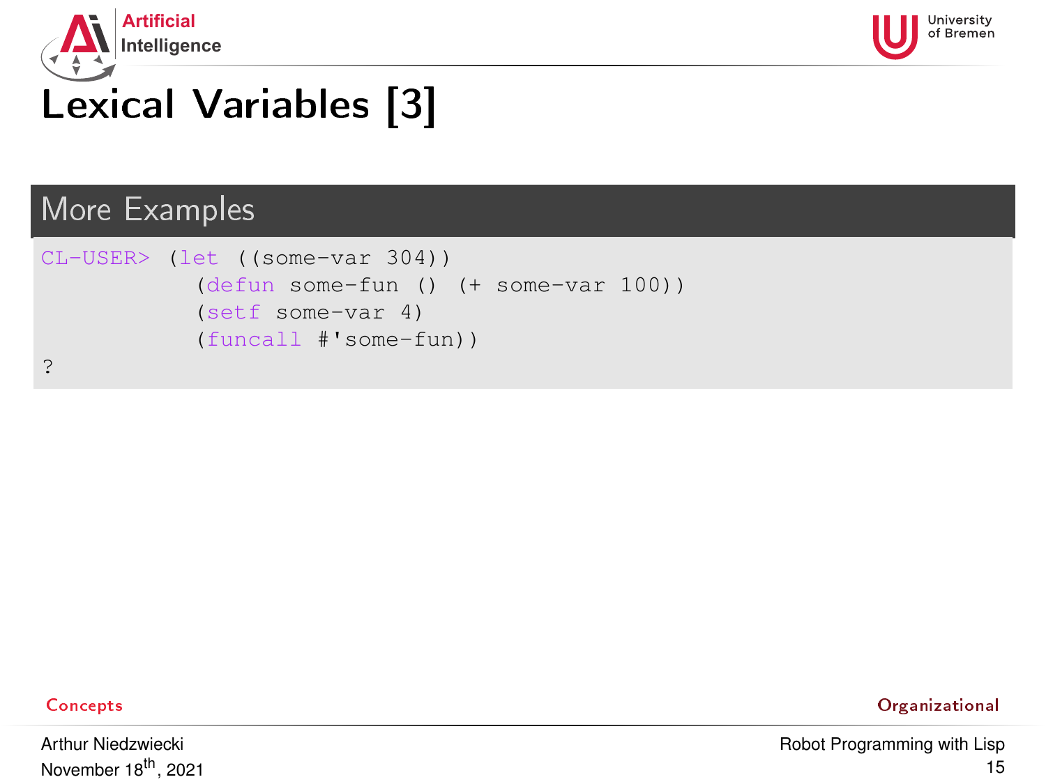# Lexical Variables [3]

## More Examples

```
CL-USER> (let ((some-var 304))
           (defun some-fun () (+ some-var 100))
           (setf some-var 4)
           (funcall #'some-fun))
?
```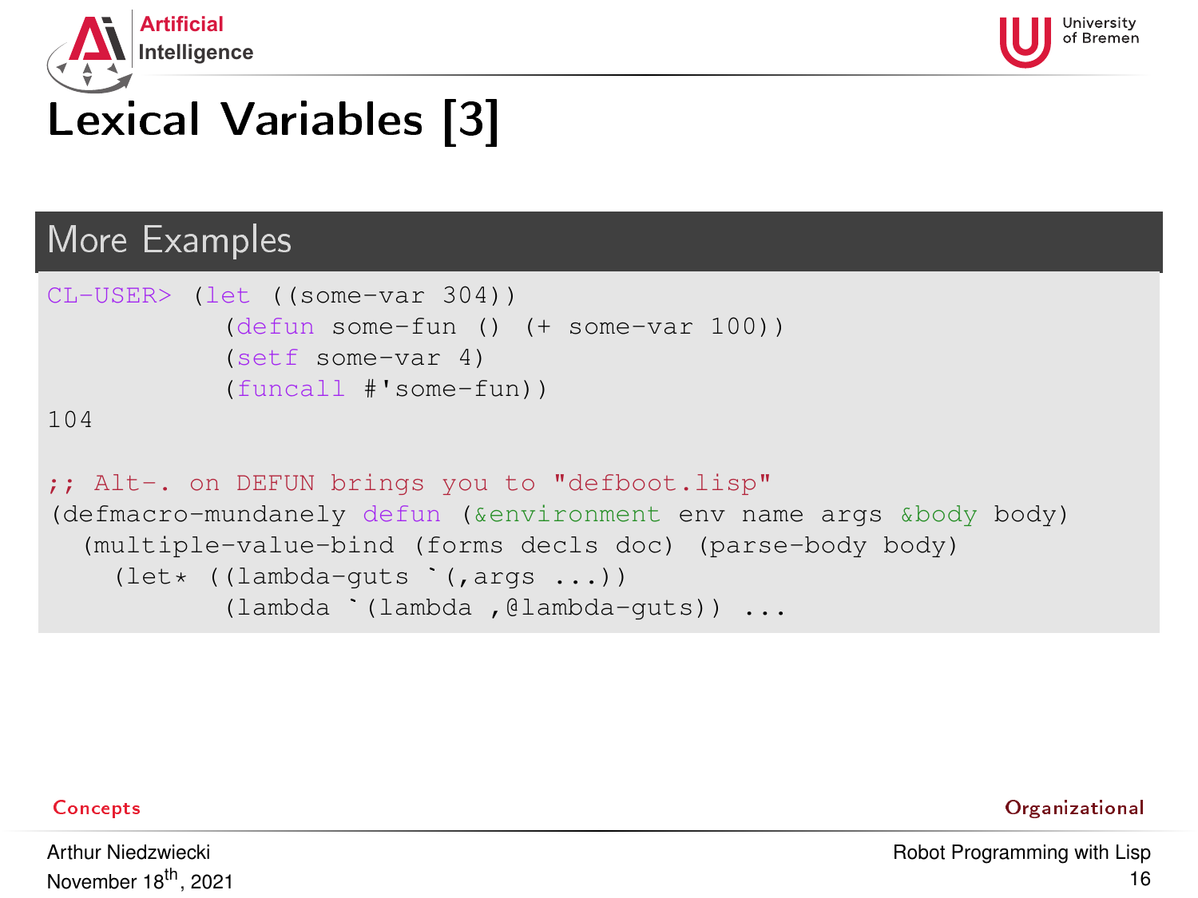# Lexical Variables [3]

## More Examples

```
CL-USER> (let ((some-var 304))
           (defun some-fun () (+ some-var 100))
           (setf some-var 4)
           (funcall #'some-fun))
104

;; Alt-. on DEFUN brings you to "defboot.lisp"
(defmacro-mundanely defun (&environment env name args &body body)
  (multiple-value-bind (forms decls doc) (parse-body body)
    (let* ((lambda-guts `(,args ...))
           (lambda `(lambda ,@lambda-guts)) ...
```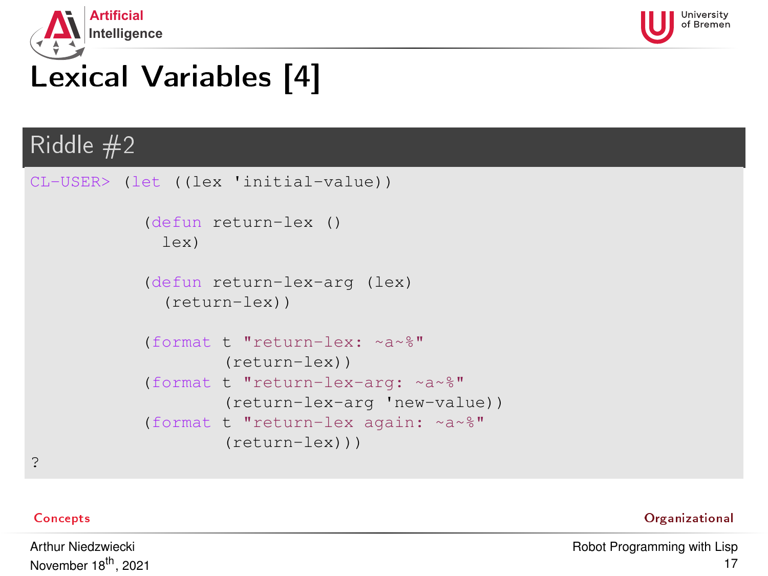# Lexical Variables [4]

## Riddle #2

```
CL-USER> (let ((lex 'initial-value))

           (defun return-lex ()
             lex)

           (defun return-lex-arg (lex)
             (return-lex))

           (format t "return-lex: ~a~%"
                   (return-lex))
           (format t "return-lex-arg: ~a~%"
                   (return-lex-arg 'new-value))
           (format t "return-lex again: ~a~%"
                   (return-lex)))
?
```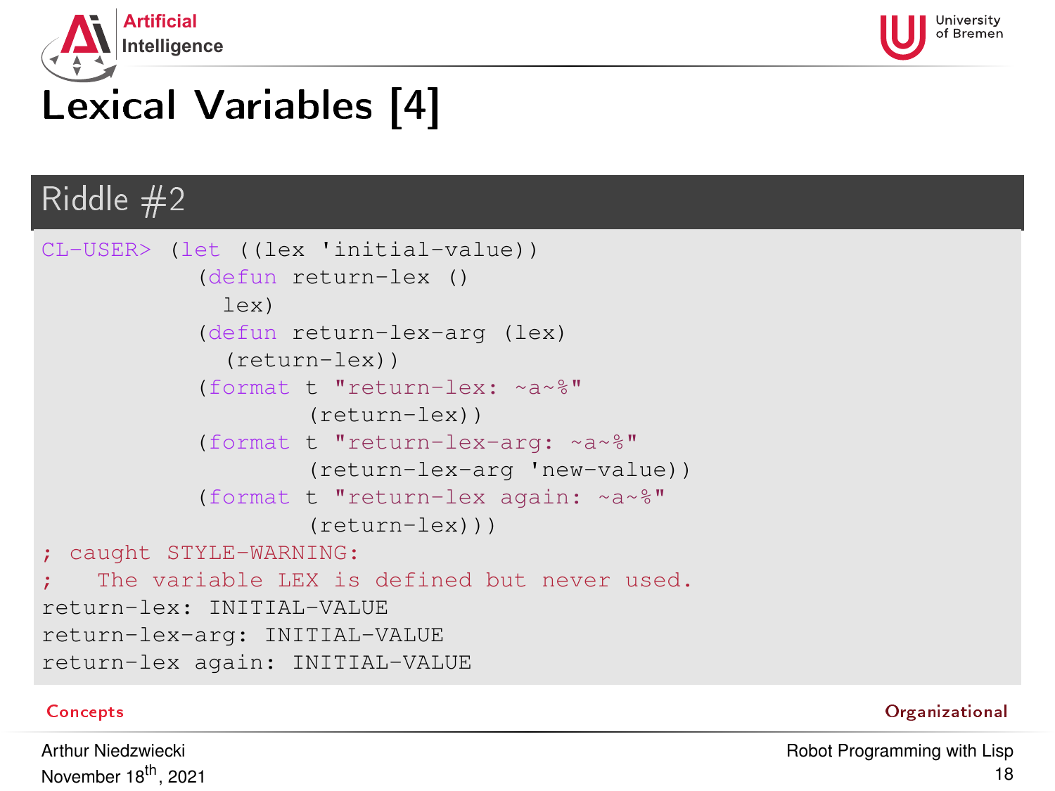# Lexical Variables [4]

## Riddle #2

```
CL-USER> (let ((lex 'initial-value))
           (defun return-lex ()
             lex)
           (defun return-lex-arg (lex)
             (return-lex))
           (format t "return-lex: ~a~%"
                   (return-lex))
           (format t "return-lex-arg: ~a~%"
                   (return-lex-arg 'new-value))
           (format t "return-lex again: ~a~%"
                   (return-lex)))
; caught STYLE-WARNING:
;   The variable LEX is defined but never used.
return-lex: INITIAL-VALUE
return-lex-arg: INITIAL-VALUE
return-lex again: INITIAL-VALUE
```

Concepts    Organizational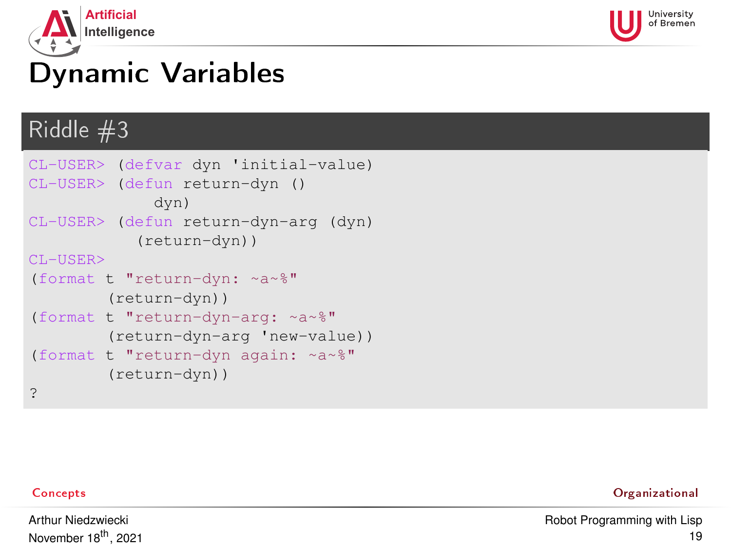# Dynamic Variables

## Riddle #3

```
CL-USER> (defvar dyn 'initial-value)
CL-USER> (defun return-dyn ()
            dyn)
CL-USER> (defun return-dyn-arg (dyn)
           (return-dyn))
CL-USER>
(format t "return-dyn: ~a~%"
        (return-dyn))
(format t "return-dyn-arg: ~a~%"
        (return-dyn-arg 'new-value))
(format t "return-dyn again: ~a~%"
        (return-dyn))
?
```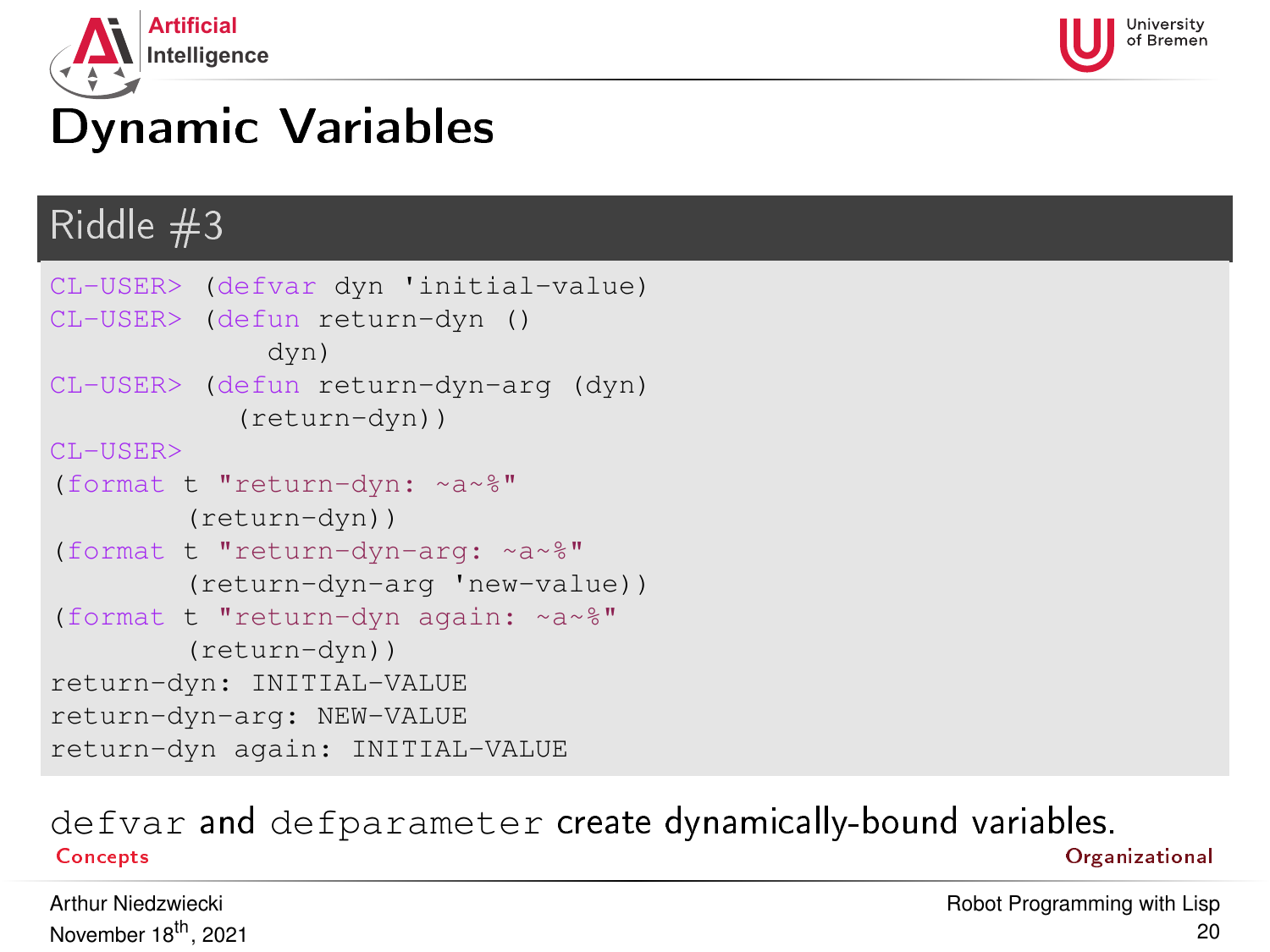# Dynamic Variables

## Riddle #3

```
CL-USER> (defvar dyn 'initial-value)
CL-USER> (defun return-dyn ()
            dyn)
CL-USER> (defun return-dyn-arg (dyn)
           (return-dyn))
CL-USER>
(format t "return-dyn: ~a~%"
        (return-dyn))
(format t "return-dyn-arg: ~a~%"
        (return-dyn-arg 'new-value))
(format t "return-dyn again: ~a~%"
        (return-dyn))
return-dyn: INITIAL-VALUE
return-dyn-arg: NEW-VALUE
return-dyn again: INITIAL-VALUE
```

`defvar` and `defparameter` create dynamically-bound variables.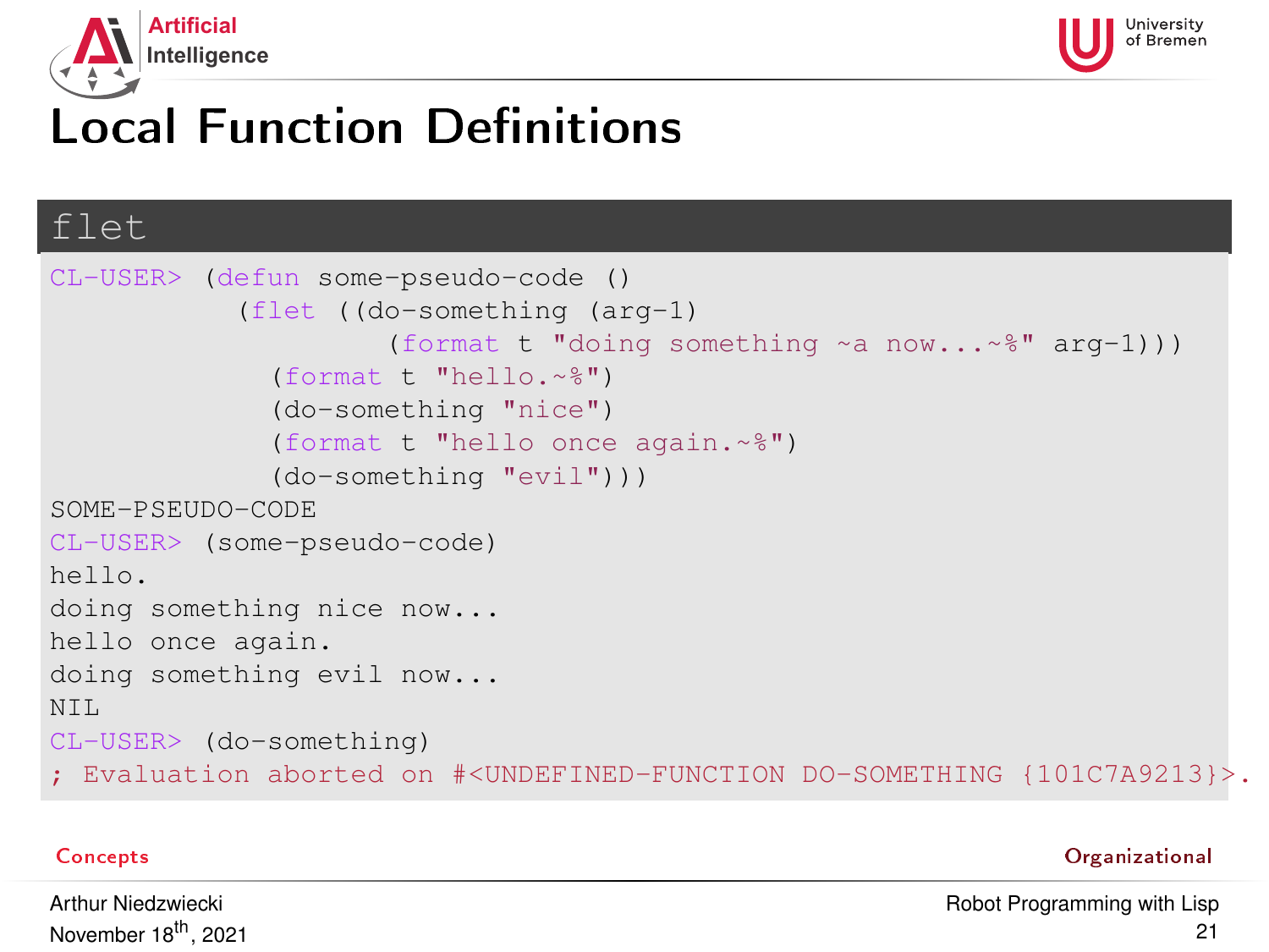# Local Function Definitions

## flet

```
CL-USER> (defun some-pseudo-code ()
           (flet ((do-something (arg-1)
                    (format t "doing something ~a now...~%" arg-1)))
             (format t "hello.~%")
             (do-something "nice")
             (format t "hello once again.~%")
             (do-something "evil")))
SOME-PSEUDO-CODE
CL-USER> (some-pseudo-code)
hello.
doing something nice now...
hello once again.
doing something evil now...
NIL
CL-USER> (do-something)
; Evaluation aborted on #<UNDEFINED-FUNCTION DO-SOMETHING {101C7A9213}>.
```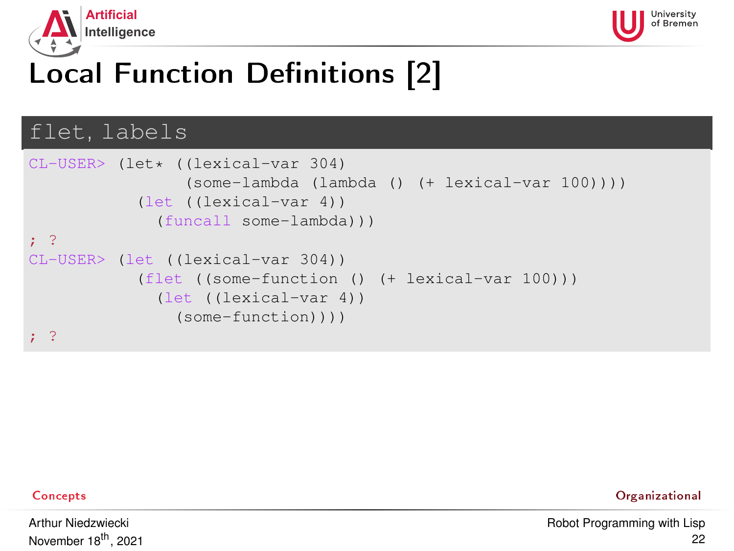# Local Function Definitions [2]

## flet, labels

```
CL-USER> (let* ((lexical-var 304)
                (some-lambda (lambda () (+ lexical-var 100))))
           (let ((lexical-var 4))
             (funcall some-lambda)))
; ?
CL-USER> (let ((lexical-var 304))
           (flet ((some-function () (+ lexical-var 100)))
             (let ((lexical-var 4))
               (some-function))))
; ?
```

Concepts

Organizational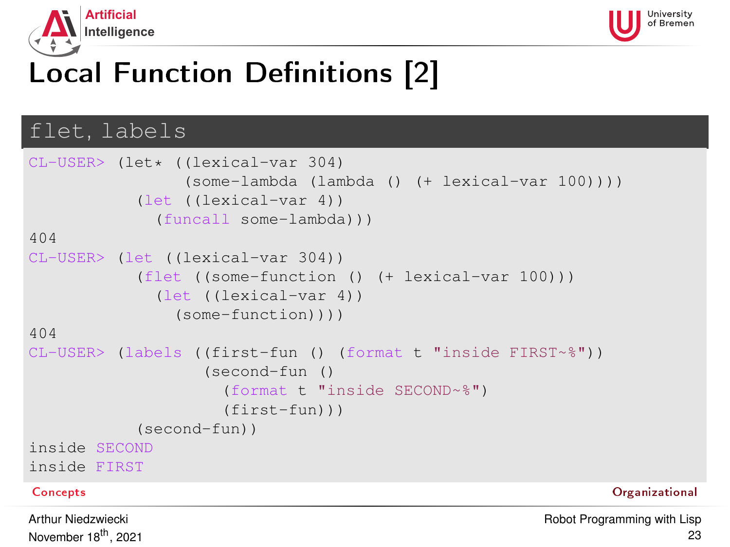# Local Function Definitions [2]

## flet, labels

```
CL-USER> (let* ((lexical-var 304)
                (some-lambda (lambda () (+ lexical-var 100))))
           (let ((lexical-var 4))
             (funcall some-lambda)))
404
CL-USER> (let ((lexical-var 304))
           (flet ((some-function () (+ lexical-var 100)))
             (let ((lexical-var 4))
               (some-function))))
404
CL-USER> (labels ((first-fun () (format t "inside FIRST~%"))
                  (second-fun ()
                    (format t "inside SECOND~%")
                    (first-fun)))
           (second-fun))
inside SECOND
inside FIRST
```

Concepts | Organizational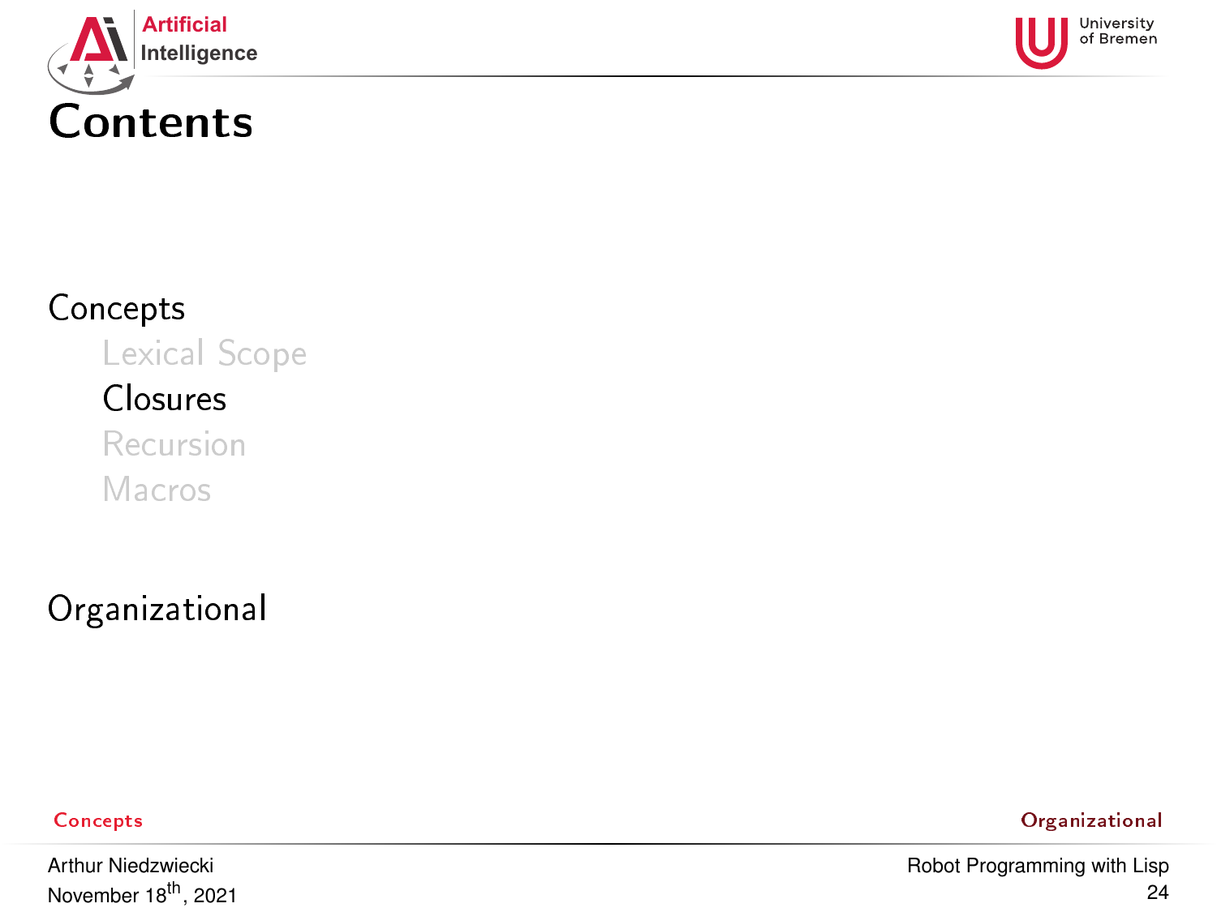# Contents

## Concepts

- Lexical Scope
- Closures
- Recursion
- Macros

## Organizational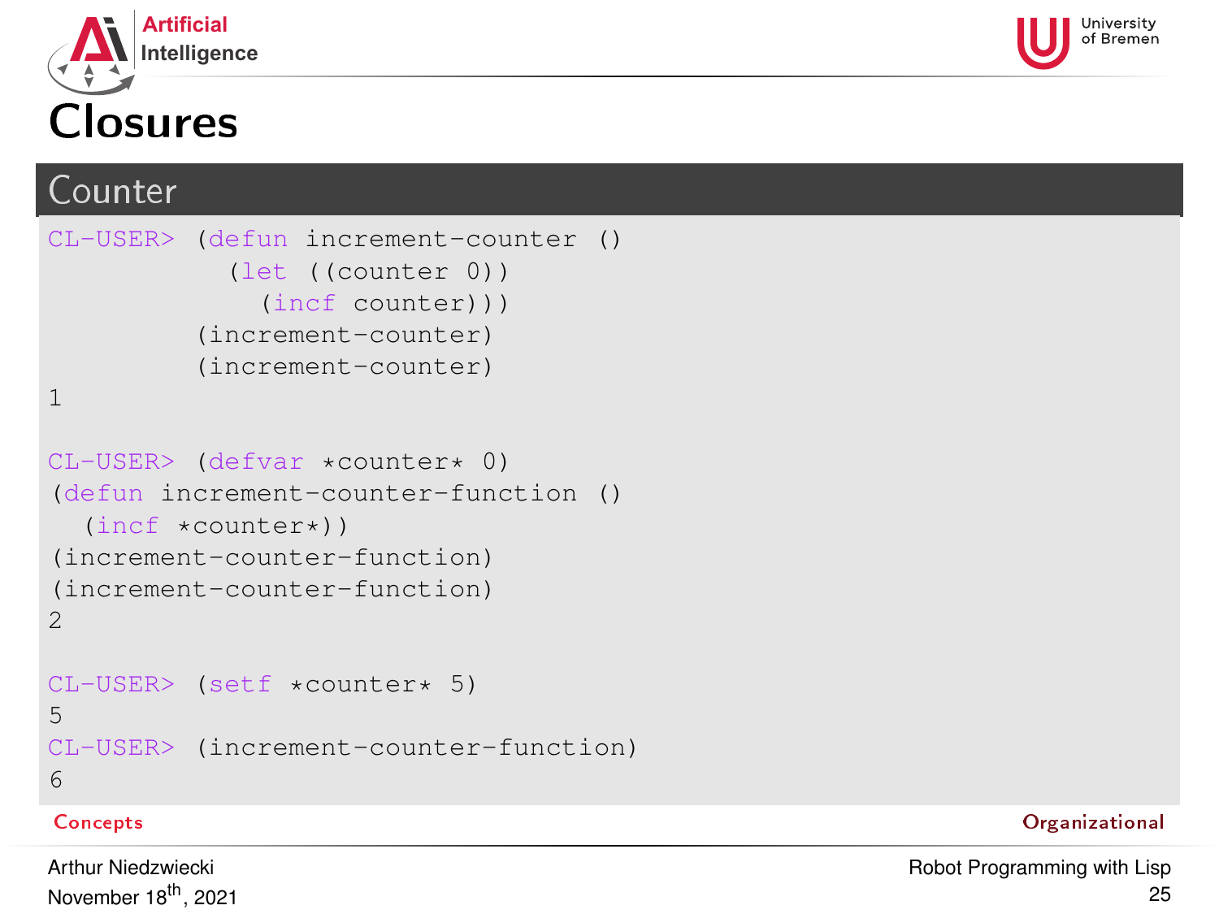# Closures

## Counter

```
CL-USER> (defun increment-counter ()
           (let ((counter 0))
             (incf counter)))
         (increment-counter)
         (increment-counter)
1

CL-USER> (defvar *counter* 0)
(defun increment-counter-function ()
  (incf *counter*))
(increment-counter-function)
(increment-counter-function)
2

CL-USER> (setf *counter* 5)
5
CL-USER> (increment-counter-function)
6
```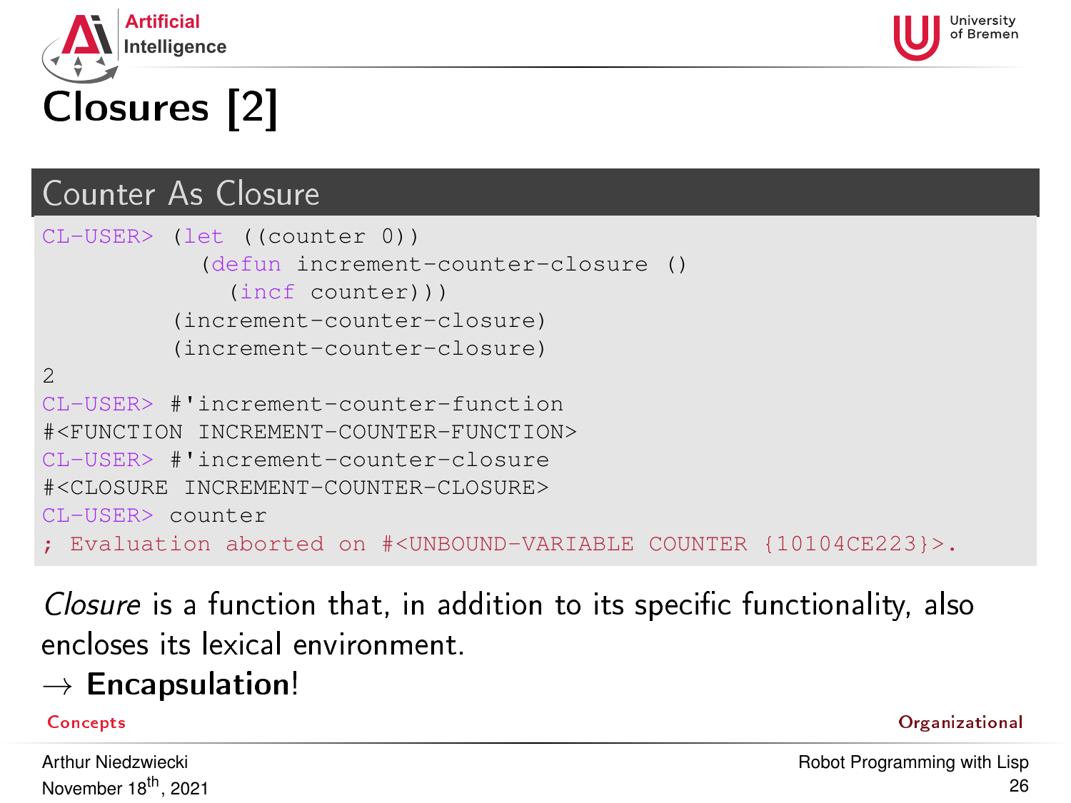# Closures [2]

## Counter As Closure

```
CL-USER> (let ((counter 0))
           (defun increment-counter-closure ()
             (incf counter)))
         (increment-counter-closure)
         (increment-counter-closure)
2
CL-USER> #'increment-counter-function
#<FUNCTION INCREMENT-COUNTER-FUNCTION>
CL-USER> #'increment-counter-closure
#<CLOSURE INCREMENT-COUNTER-CLOSURE>
CL-USER> counter
; Evaluation aborted on #<UNBOUND-VARIABLE COUNTER {10104CE223}>.
```

*Closure* is a function that, in addition to its specific functionality, also encloses its lexical environment.
→ **Encapsulation**!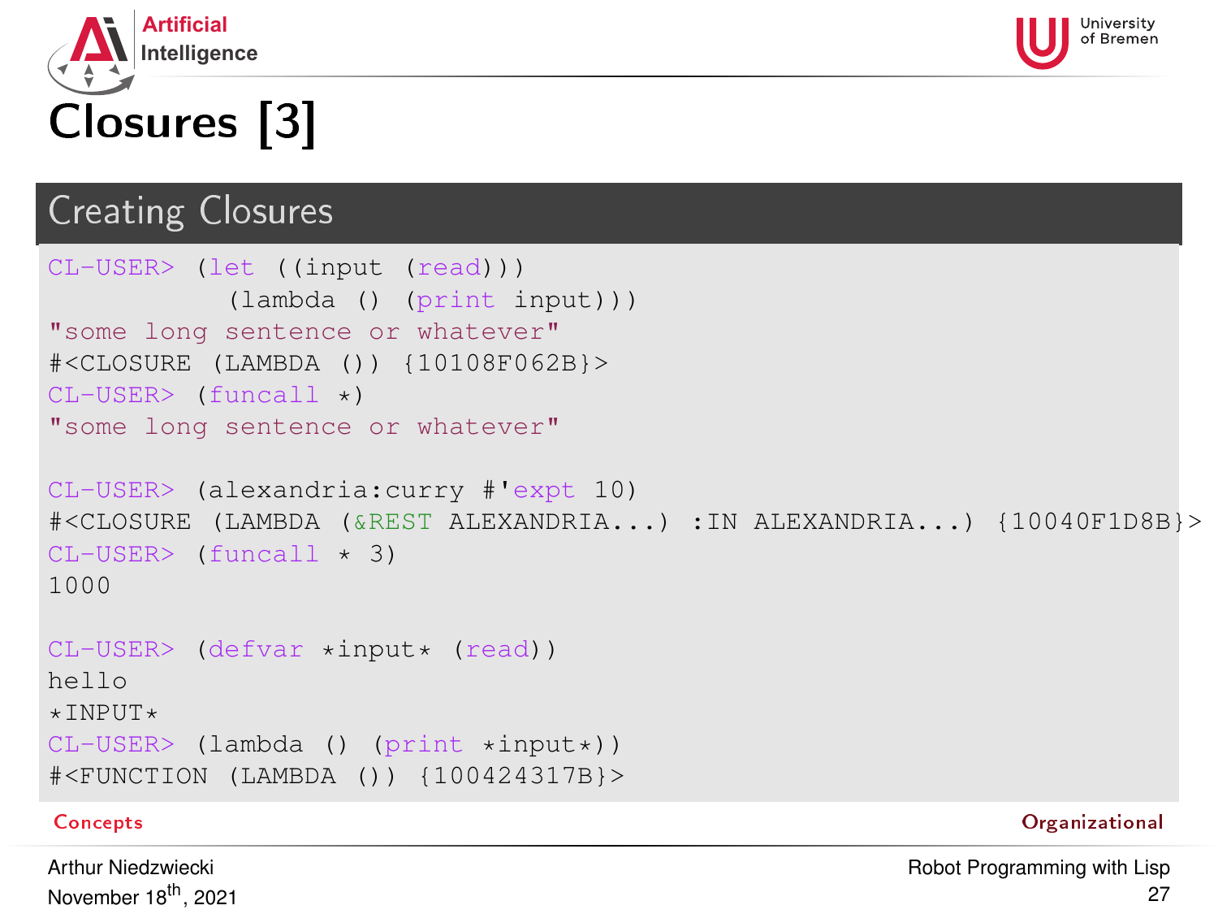# Closures [3]

## Creating Closures

```
CL-USER> (let ((input (read)))
           (lambda () (print input)))
"some long sentence or whatever"
#<CLOSURE (LAMBDA ()) {10108F062B}>
CL-USER> (funcall *)
"some long sentence or whatever"

CL-USER> (alexandria:curry #'expt 10)
#<CLOSURE (LAMBDA (&REST ALEXANDRIA...) :IN ALEXANDRIA...) {10040F1D8B}>
CL-USER> (funcall * 3)
1000

CL-USER> (defvar *input* (read))
hello
*INPUT*
CL-USER> (lambda () (print *input*))
#<FUNCTION (LAMBDA ()) {100424317B}>
```

Concepts    Organizational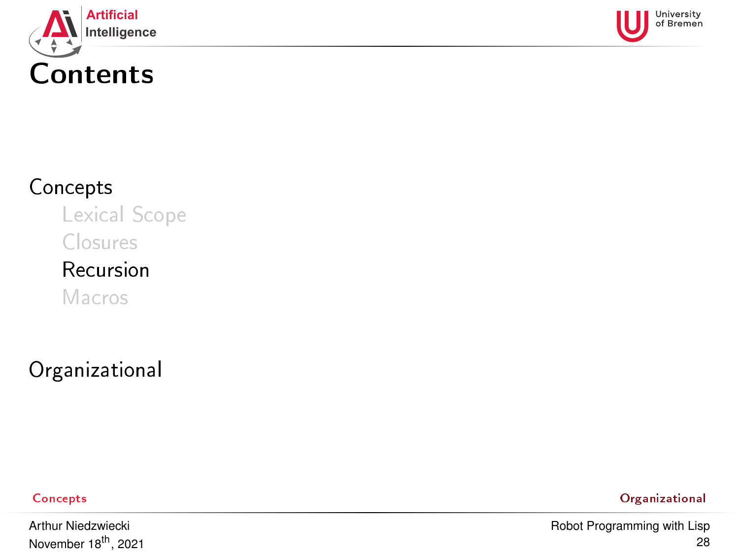# Contents

## Concepts

- Lexical Scope
- Closures
- Recursion
- Macros

## Organizational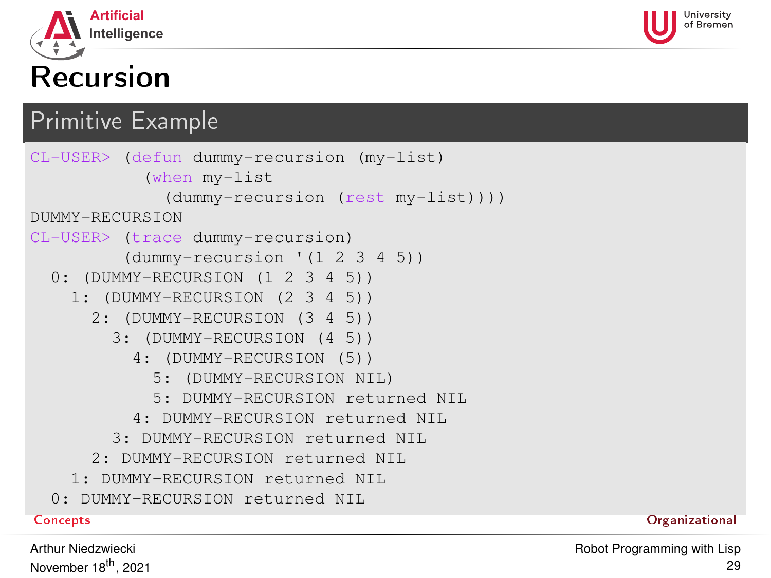# Recursion

## Primitive Example

```
CL-USER> (defun dummy-recursion (my-list)
           (when my-list
             (dummy-recursion (rest my-list))))
DUMMY-RECURSION
CL-USER> (trace dummy-recursion)
         (dummy-recursion '(1 2 3 4 5))
  0: (DUMMY-RECURSION (1 2 3 4 5))
    1: (DUMMY-RECURSION (2 3 4 5))
      2: (DUMMY-RECURSION (3 4 5))
        3: (DUMMY-RECURSION (4 5))
          4: (DUMMY-RECURSION (5))
            5: (DUMMY-RECURSION NIL)
            5: DUMMY-RECURSION returned NIL
          4: DUMMY-RECURSION returned NIL
        3: DUMMY-RECURSION returned NIL
      2: DUMMY-RECURSION returned NIL
    1: DUMMY-RECURSION returned NIL
  0: DUMMY-RECURSION returned NIL
```

Concepts

Organizational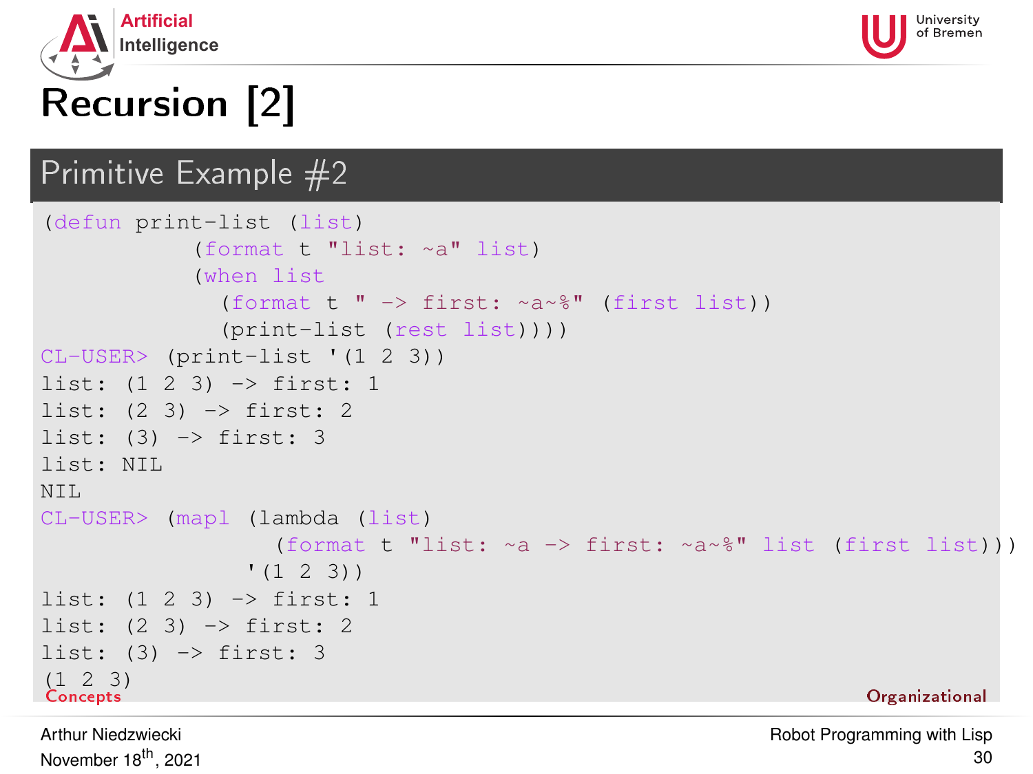# Recursion [2]

## Primitive Example #2

```
(defun print-list (list)
           (format t "list: ~a" list)
           (when list
             (format t " -> first: ~a~%" (first list))
             (print-list (rest list))))
CL-USER> (print-list '(1 2 3))
list: (1 2 3) -> first: 1
list: (2 3) -> first: 2
list: (3) -> first: 3
list: NIL
NIL
CL-USER> (mapl (lambda (list)
                   (format t "list: ~a -> first: ~a~%" list (first list)))
                 '(1 2 3))
list: (1 2 3) -> first: 1
list: (2 3) -> first: 2
list: (3) -> first: 3
(1 2 3)
```

Concepts

Organizational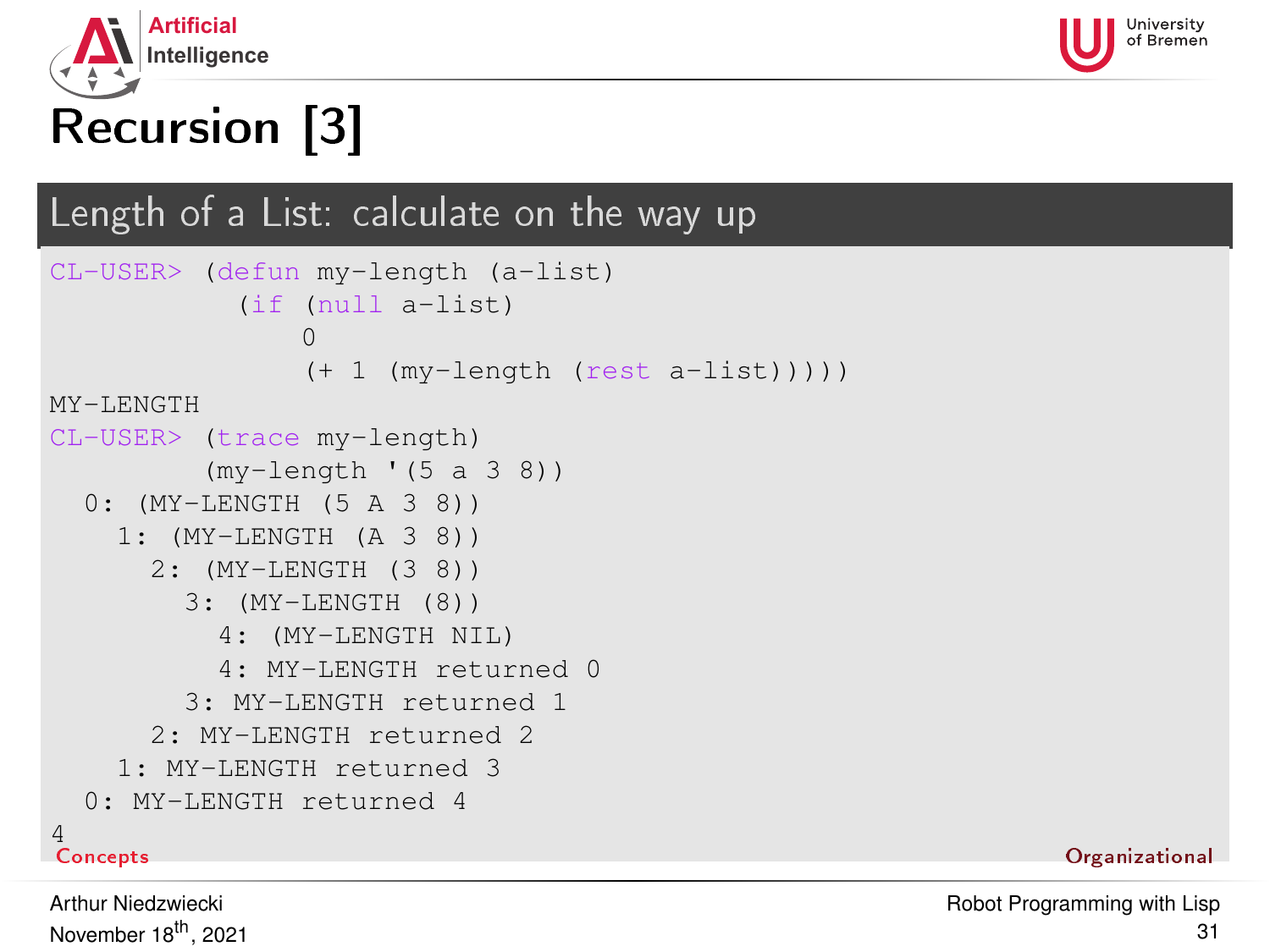# Recursion [3]

## Length of a List: calculate on the way up

```
CL-USER> (defun my-length (a-list)
           (if (null a-list)
               0
               (+ 1 (my-length (rest a-list)))))
MY-LENGTH
CL-USER> (trace my-length)
         (my-length '(5 a 3 8))
  0: (MY-LENGTH (5 A 3 8))
    1: (MY-LENGTH (A 3 8))
      2: (MY-LENGTH (3 8))
        3: (MY-LENGTH (8))
          4: (MY-LENGTH NIL)
          4: MY-LENGTH returned 0
        3: MY-LENGTH returned 1
      2: MY-LENGTH returned 2
    1: MY-LENGTH returned 3
  0: MY-LENGTH returned 4
4
```

Concepts

Organizational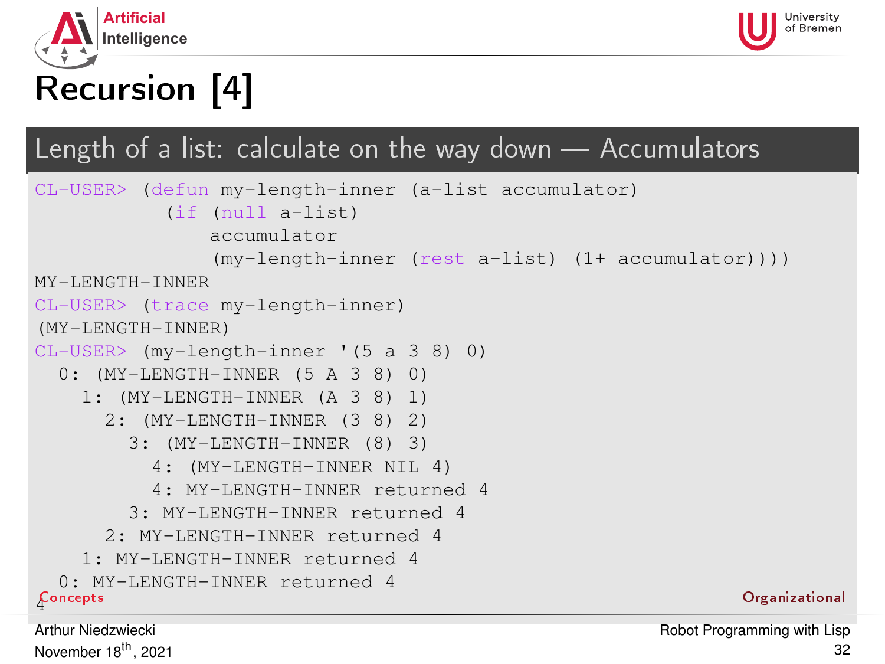# Recursion [4]

## Length of a list: calculate on the way down — Accumulators

```
CL-USER> (defun my-length-inner (a-list accumulator)
           (if (null a-list)
               accumulator
               (my-length-inner (rest a-list) (1+ accumulator))))
MY-LENGTH-INNER
CL-USER> (trace my-length-inner)
(MY-LENGTH-INNER)
CL-USER> (my-length-inner '(5 a 3 8) 0)
  0: (MY-LENGTH-INNER (5 A 3 8) 0)
    1: (MY-LENGTH-INNER (A 3 8) 1)
      2: (MY-LENGTH-INNER (3 8) 2)
        3: (MY-LENGTH-INNER (8) 3)
          4: (MY-LENGTH-INNER NIL 4)
          4: MY-LENGTH-INNER returned 4
        3: MY-LENGTH-INNER returned 4
      2: MY-LENGTH-INNER returned 4
    1: MY-LENGTH-INNER returned 4
  0: MY-LENGTH-INNER returned 4
4
```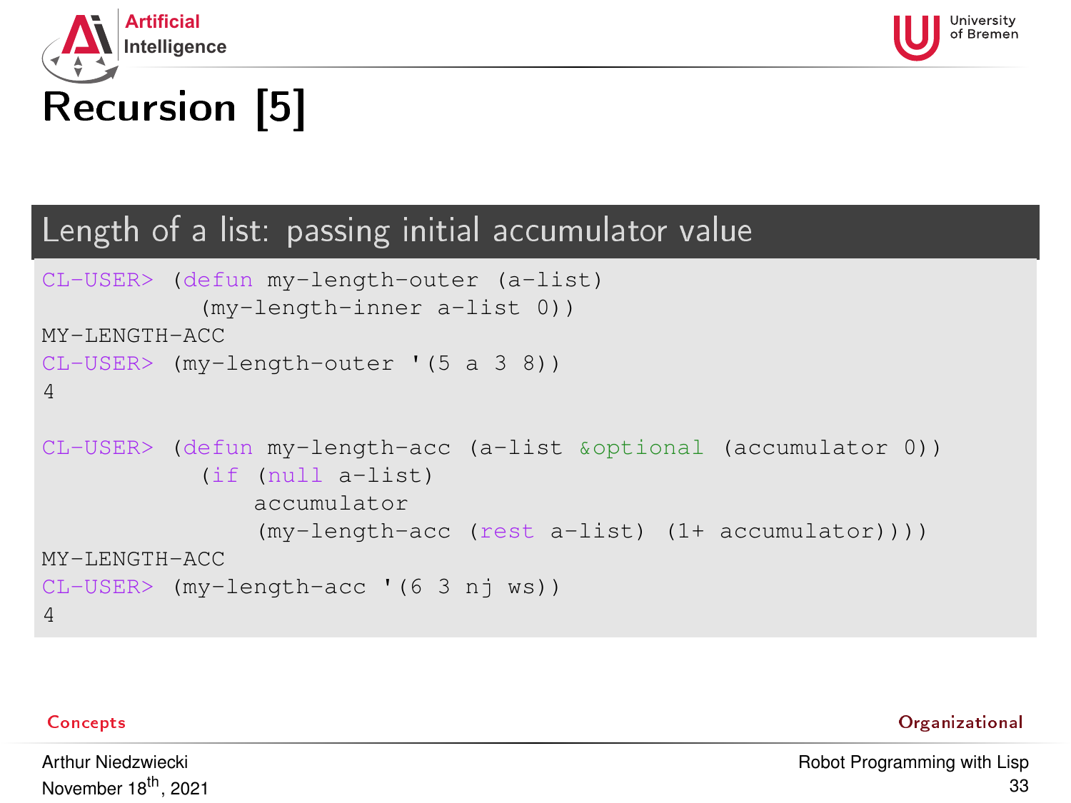# Recursion [5]

## Length of a list: passing initial accumulator value

```
CL-USER> (defun my-length-outer (a-list)
           (my-length-inner a-list 0))
MY-LENGTH-ACC
CL-USER> (my-length-outer '(5 a 3 8))
4

CL-USER> (defun my-length-acc (a-list &optional (accumulator 0))
           (if (null a-list)
               accumulator
               (my-length-acc (rest a-list) (1+ accumulator))))
MY-LENGTH-ACC
CL-USER> (my-length-acc '(6 3 nj ws))
4
```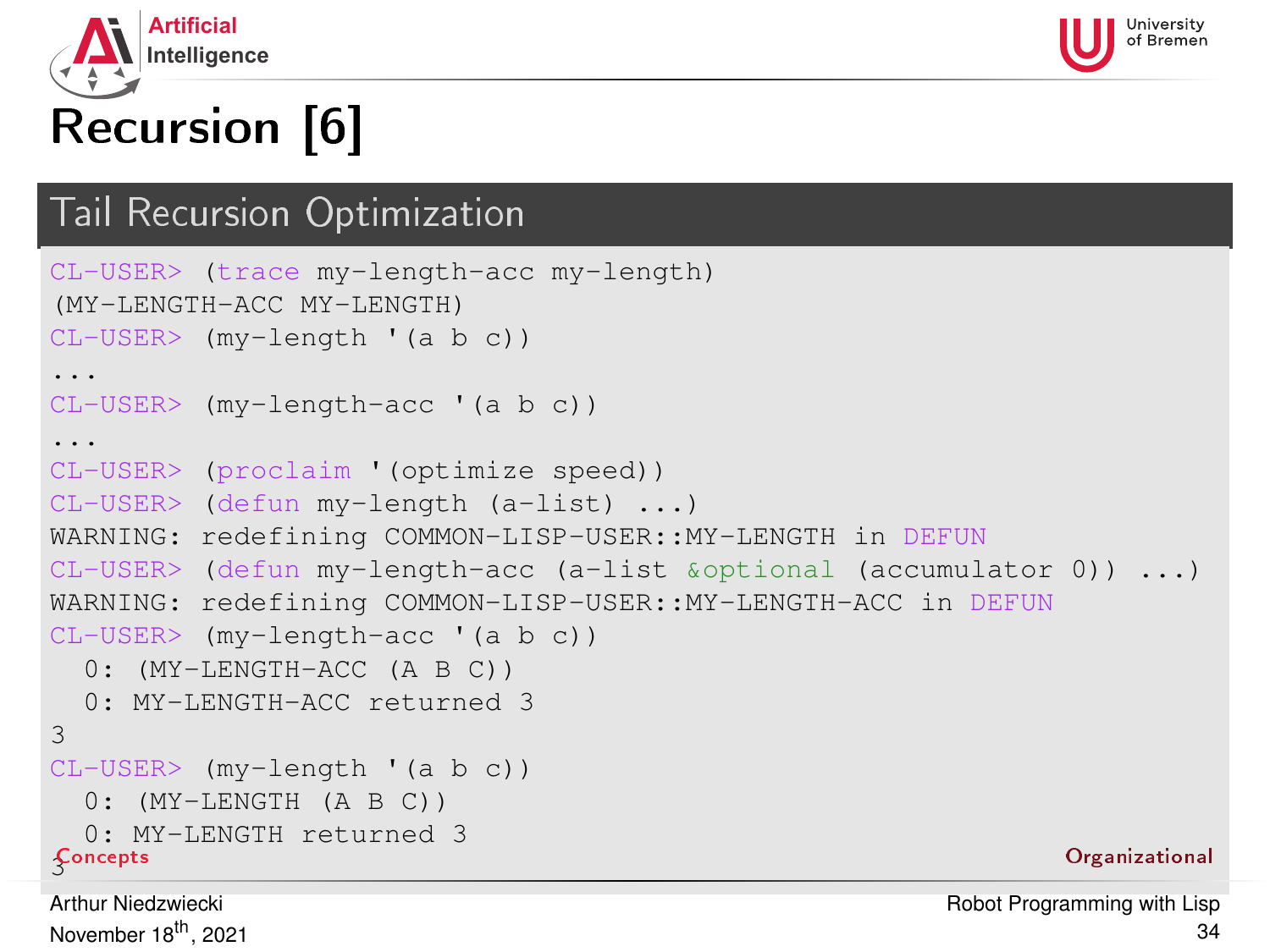# Recursion [6]

## Tail Recursion Optimization

```
CL-USER> (trace my-length-acc my-length)
(MY-LENGTH-ACC MY-LENGTH)
CL-USER> (my-length '(a b c))
...
CL-USER> (my-length-acc '(a b c))
...
CL-USER> (proclaim '(optimize speed))
CL-USER> (defun my-length (a-list) ...)
WARNING: redefining COMMON-LISP-USER::MY-LENGTH in DEFUN
CL-USER> (defun my-length-acc (a-list &optional (accumulator 0)) ...)
WARNING: redefining COMMON-LISP-USER::MY-LENGTH-ACC in DEFUN
CL-USER> (my-length-acc '(a b c))
  0: (MY-LENGTH-ACC (A B C))
  0: MY-LENGTH-ACC returned 3
3
CL-USER> (my-length '(a b c))
  0: (MY-LENGTH (A B C))
  0: MY-LENGTH returned 3
3
```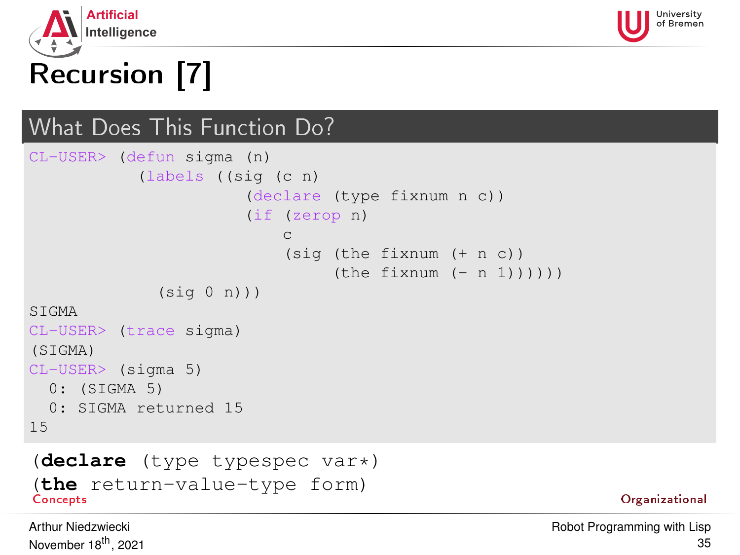# Recursion [7]

## What Does This Function Do?

```
CL-USER> (defun sigma (n)
           (labels ((sig (c n)
                      (declare (type fixnum n c))
                      (if (zerop n)
                          c
                          (sig (the fixnum (+ n c))
                               (the fixnum (- n 1))))))
             (sig 0 n)))
SIGMA
CL-USER> (trace sigma)
(SIGMA)
CL-USER> (sigma 5)
  0: (SIGMA 5)
  0: SIGMA returned 15
15
```

```
(declare (type typespec var*)
(the return-value-type form)
```

Concepts

Organizational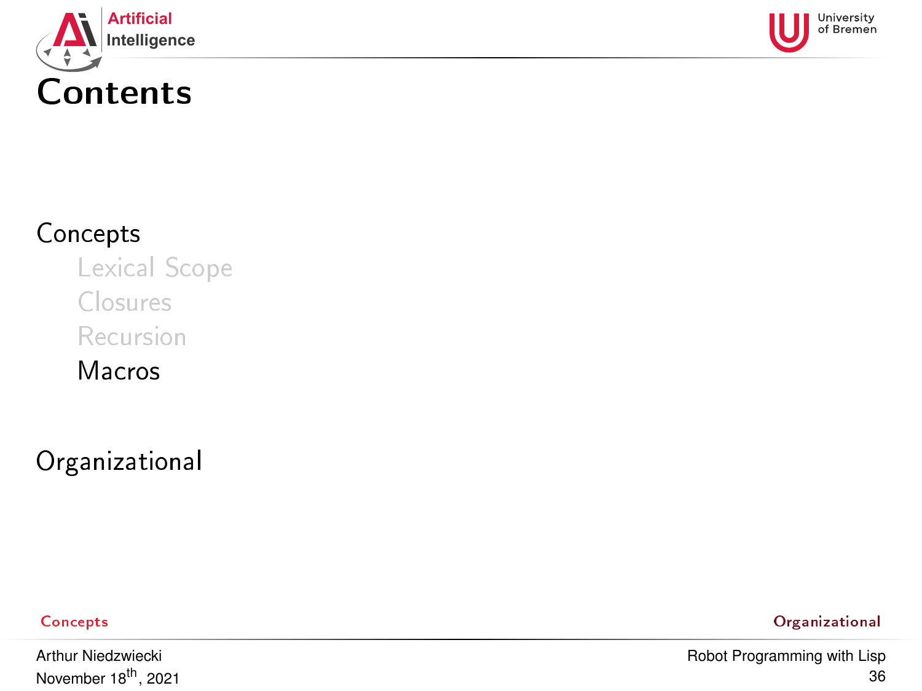# Contents

Concepts

- Lexical Scope
- Closures
- Recursion
- Macros

Organizational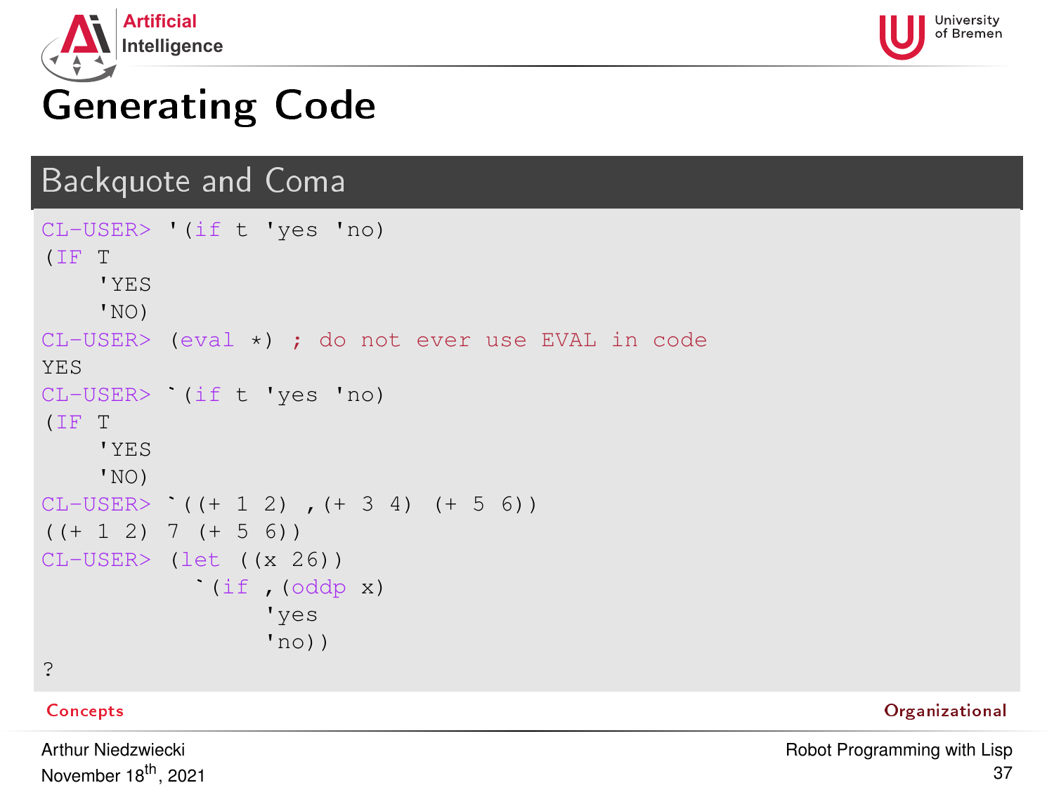# Generating Code

## Backquote and Coma

```
CL-USER> '(if t 'yes 'no)
(IF T
    'YES
    'NO)
CL-USER> (eval *) ; do not ever use EVAL in code
YES
CL-USER> `(if t 'yes 'no)
(IF T
    'YES
    'NO)
CL-USER> `((+ 1 2) ,(+ 3 4) (+ 5 6))
((+ 1 2) 7 (+ 5 6))
CL-USER> (let ((x 26))
           `(if ,(oddp x)
                'yes
                'no))
?
```

Concepts

Organizational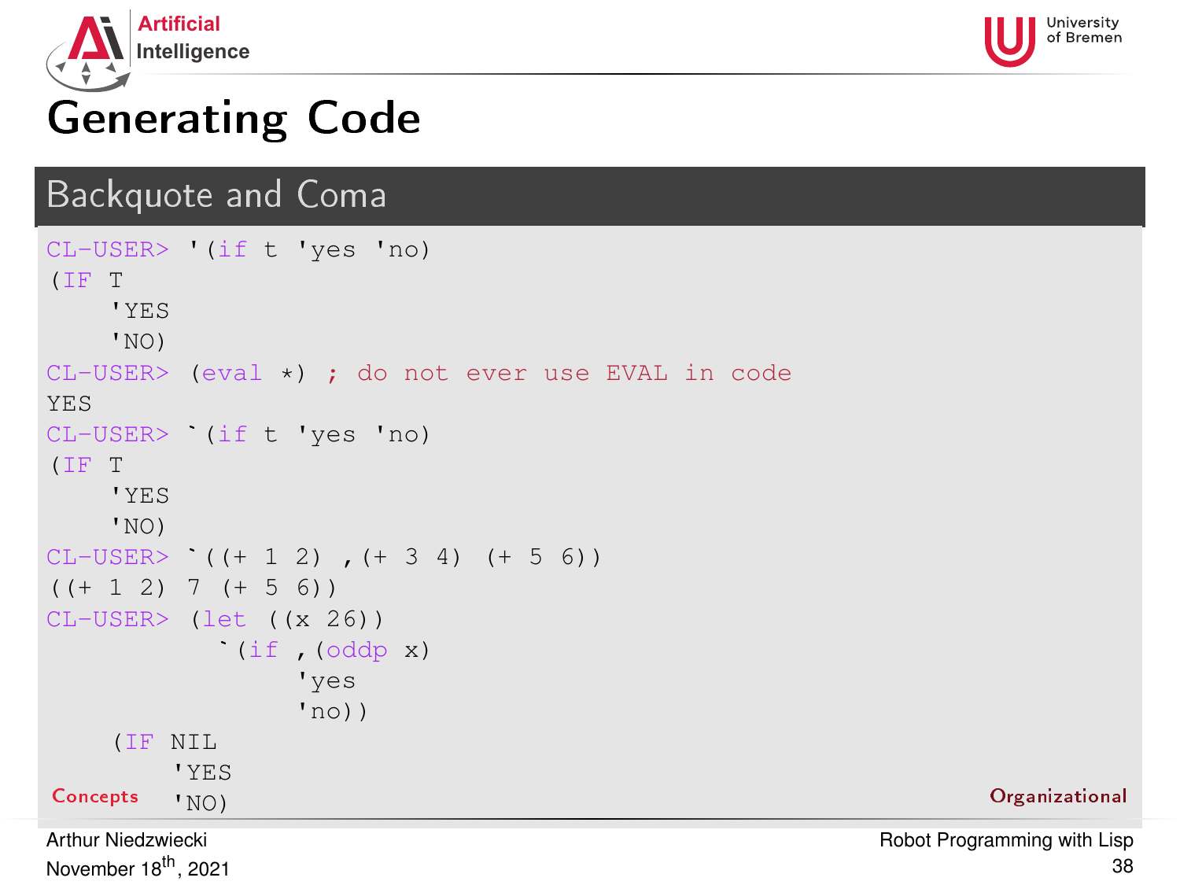# Generating Code

## Backquote and Coma

```
CL-USER> '(if t 'yes 'no)
(IF T
    'YES
    'NO)
CL-USER> (eval *) ; do not ever use EVAL in code
YES
CL-USER> `(if t 'yes 'no)
(IF T
    'YES
    'NO)
CL-USER> `((+ 1 2) ,(+ 3 4) (+ 5 6))
((+ 1 2) 7 (+ 5 6))
CL-USER> (let ((x 26))
           `(if ,(oddp x)
                'yes
                'no))
    (IF NIL
        'YES
        'NO)
```

Concepts

Organizational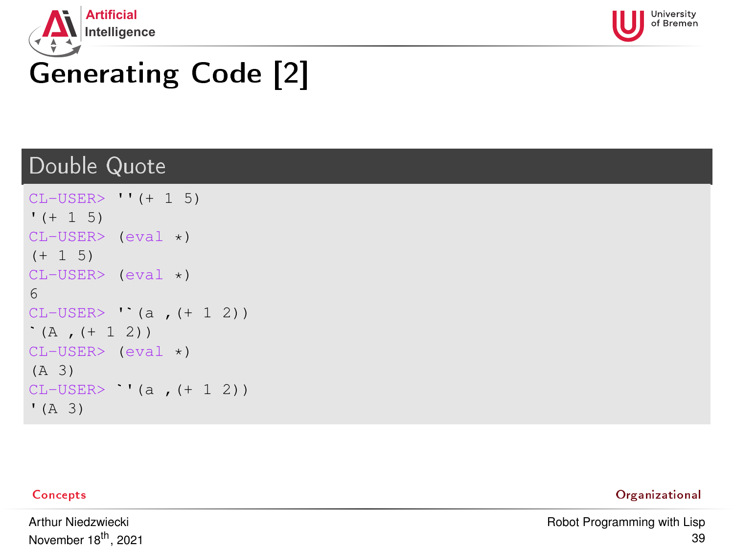# Generating Code [2]

## Double Quote

```
CL-USER> ''(+ 1 5)
'(+ 1 5)
CL-USER> (eval *)
(+ 1 5)
CL-USER> (eval *)
6
CL-USER> '`(a ,(+ 1 2))
`(A ,(+ 1 2))
CL-USER> (eval *)
(A 3)
CL-USER> `'(a ,(+ 1 2))
'(A 3)
```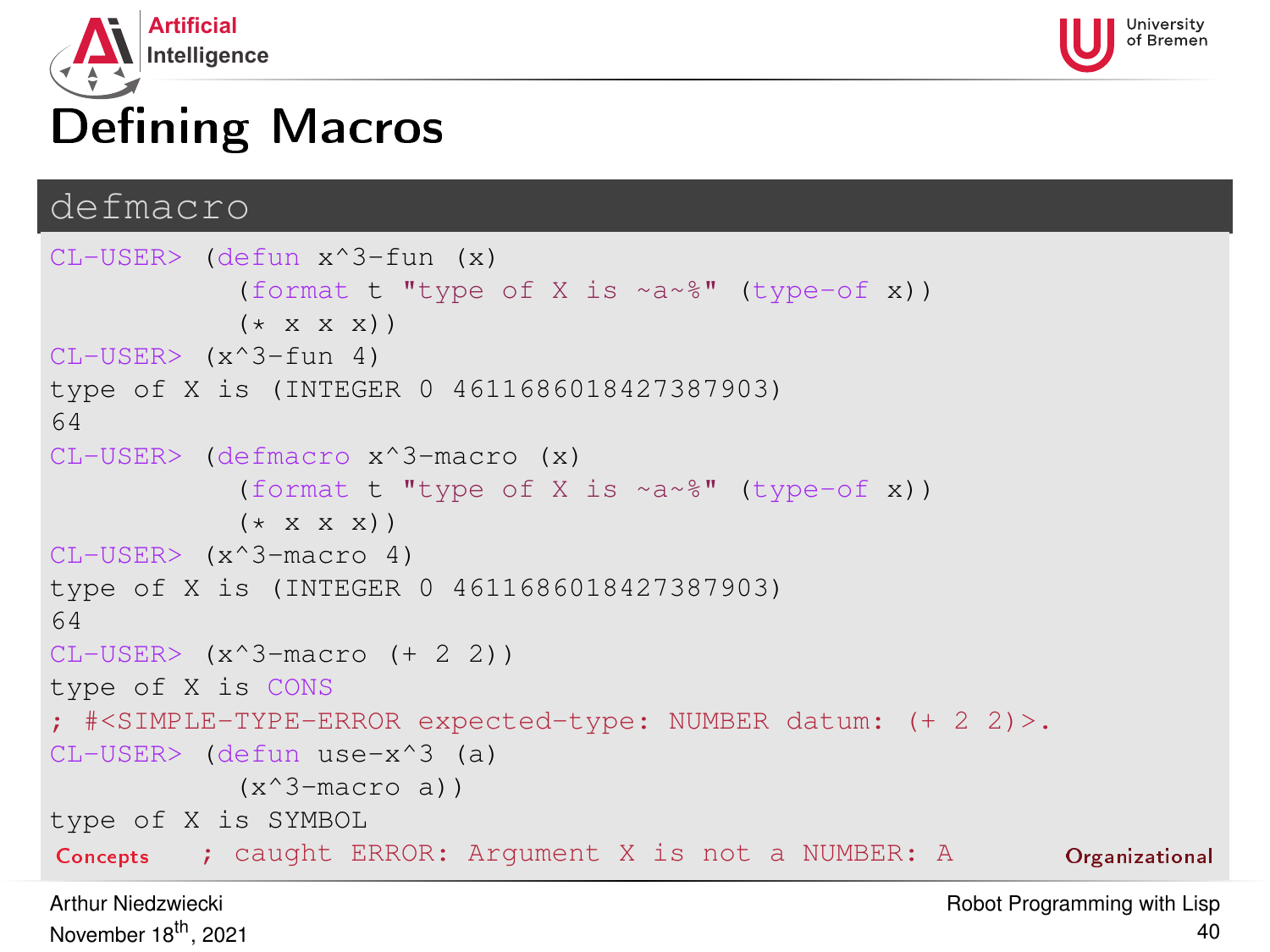# Defining Macros

## defmacro

```
CL-USER> (defun x^3-fun (x)
           (format t "type of X is ~a~%" (type-of x))
           (* x x x))
CL-USER> (x^3-fun 4)
type of X is (INTEGER 0 4611686018427387903)
64
CL-USER> (defmacro x^3-macro (x)
           (format t "type of X is ~a~%" (type-of x))
           (* x x x))
CL-USER> (x^3-macro 4)
type of X is (INTEGER 0 4611686018427387903)
64
CL-USER> (x^3-macro (+ 2 2))
type of X is CONS
; #<SIMPLE-TYPE-ERROR expected-type: NUMBER datum: (+ 2 2)>.
CL-USER> (defun use-x^3 (a)
           (x^3-macro a))
type of X is SYMBOL
; caught ERROR: Argument X is not a NUMBER: A
```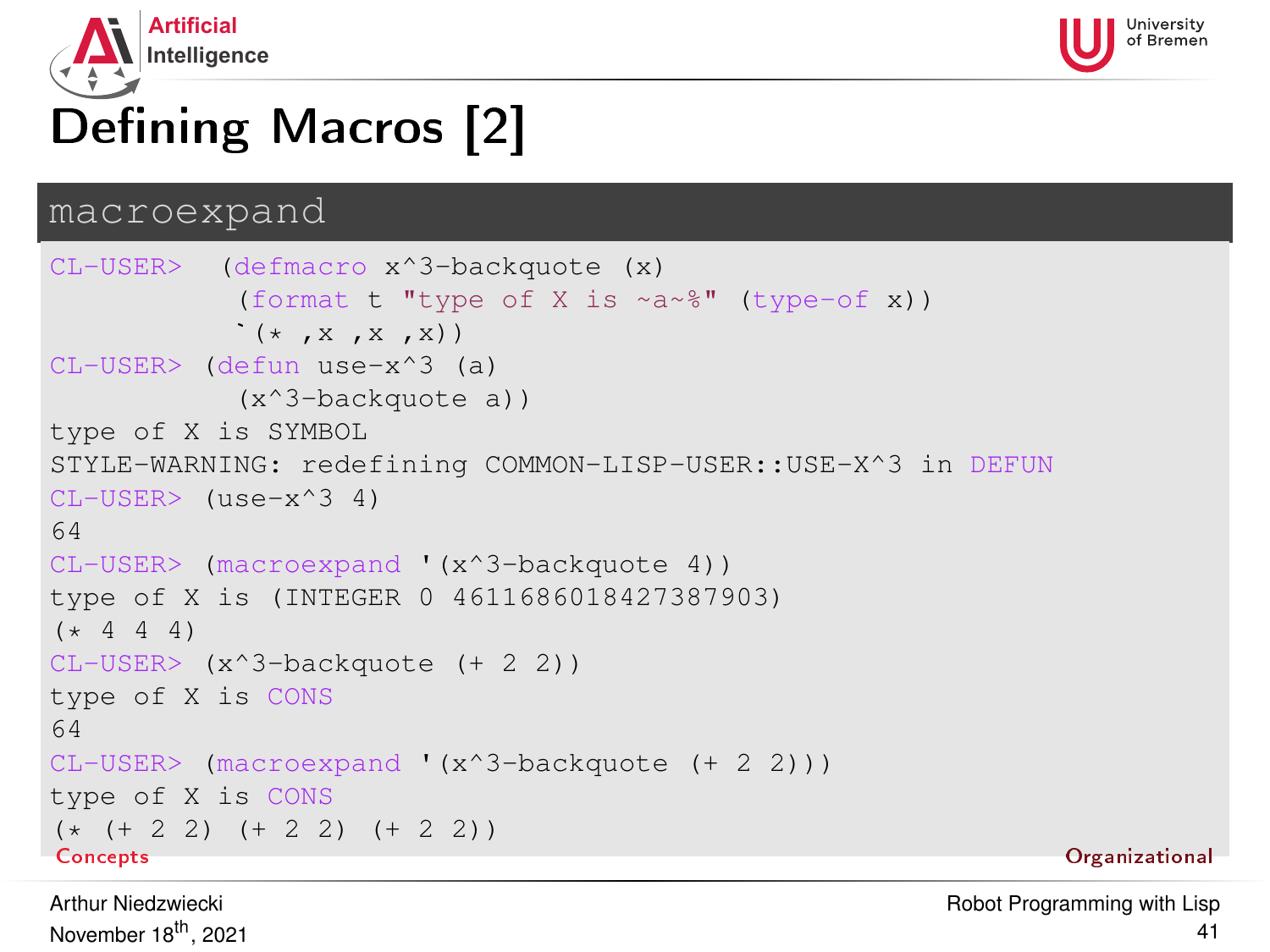# Defining Macros [2]

## macroexpand

```
CL-USER>  (defmacro x^3-backquote (x)
           (format t "type of X is ~a~%" (type-of x))
           `(* ,x ,x ,x))
CL-USER> (defun use-x^3 (a)
           (x^3-backquote a))
type of X is SYMBOL
STYLE-WARNING: redefining COMMON-LISP-USER::USE-X^3 in DEFUN
CL-USER> (use-x^3 4)
64
CL-USER> (macroexpand '(x^3-backquote 4))
type of X is (INTEGER 0 4611686018427387903)
(* 4 4 4)
CL-USER> (x^3-backquote (+ 2 2))
type of X is CONS
64
CL-USER> (macroexpand '(x^3-backquote (+ 2 2)))
type of X is CONS
(* (+ 2 2) (+ 2 2) (+ 2 2))
```

Concepts | Organizational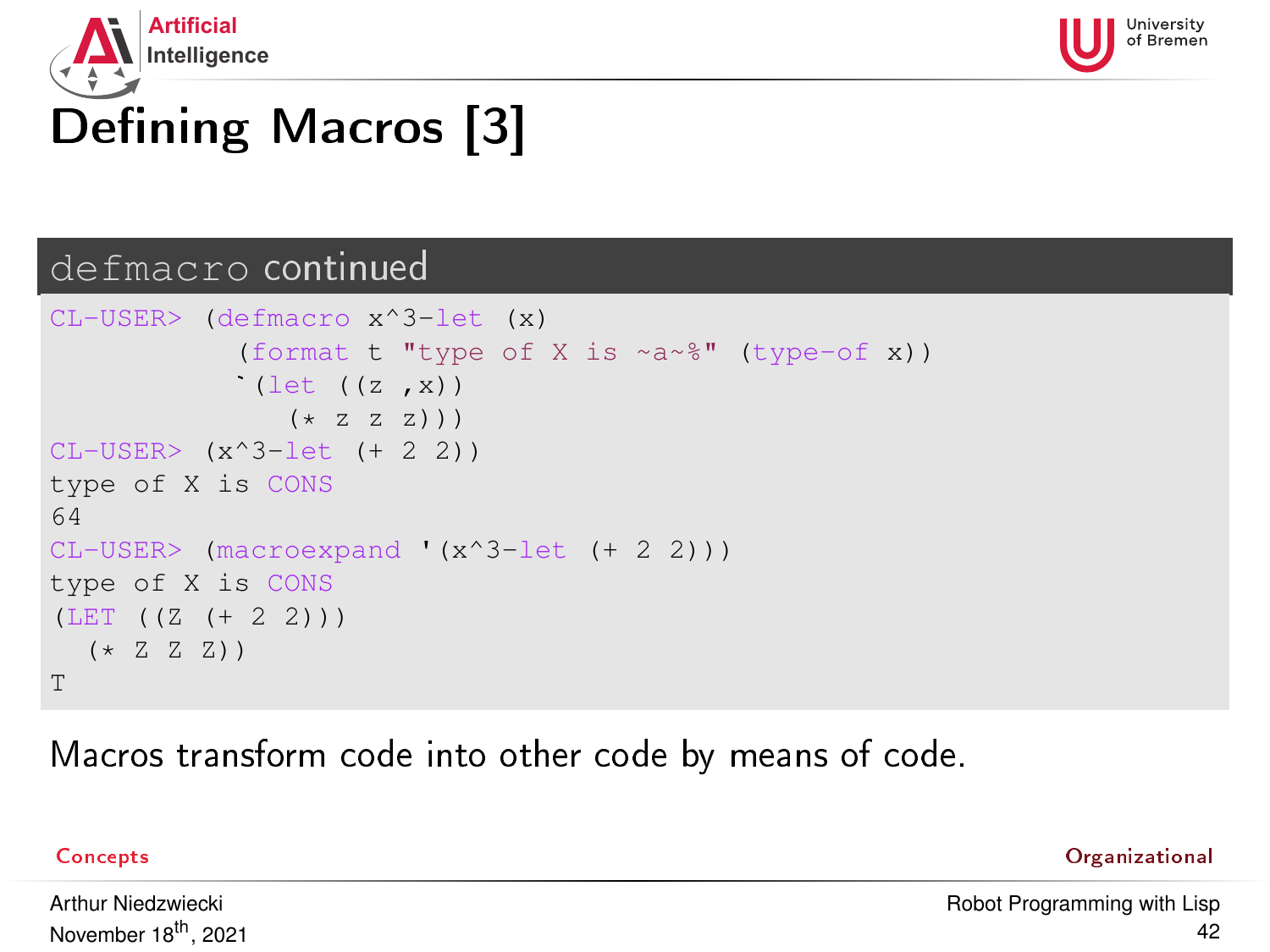# Defining Macros [3]

## `defmacro` continued

```
CL-USER> (defmacro x^3-let (x)
           (format t "type of X is ~a~%" (type-of x))
           `(let ((z ,x))
              (* z z z)))
CL-USER> (x^3-let (+ 2 2))
type of X is CONS
64
CL-USER> (macroexpand '(x^3-let (+ 2 2)))
type of X is CONS
(LET ((Z (+ 2 2)))
  (* Z Z Z))
T
```

Macros transform code into other code by means of code.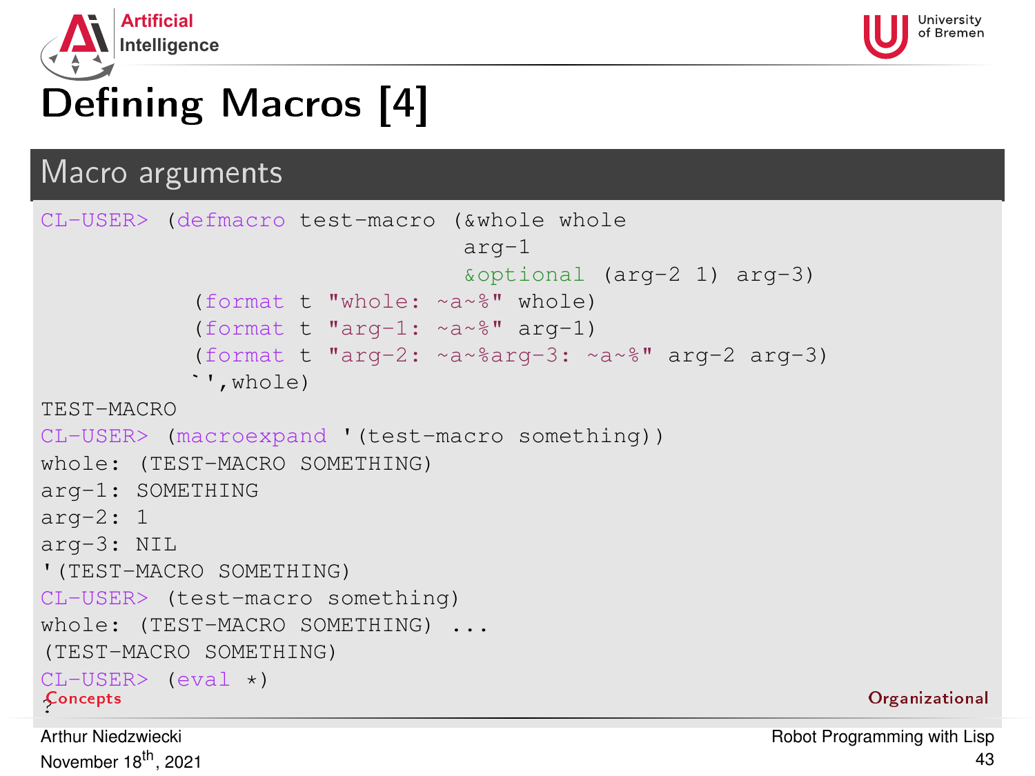# Defining Macros [4]

## Macro arguments

```
CL-USER> (defmacro test-macro (&whole whole
                               arg-1
                               &optional (arg-2 1) arg-3)
           (format t "whole: ~a~%" whole)
           (format t "arg-1: ~a~%" arg-1)
           (format t "arg-2: ~a~%arg-3: ~a~%" arg-2 arg-3)
           `',whole)
TEST-MACRO
CL-USER> (macroexpand '(test-macro something))
whole: (TEST-MACRO SOMETHING)
arg-1: SOMETHING
arg-2: 1
arg-3: NIL
'(TEST-MACRO SOMETHING)
CL-USER> (test-macro something)
whole: (TEST-MACRO SOMETHING) ...
(TEST-MACRO SOMETHING)
CL-USER> (eval *)
?
```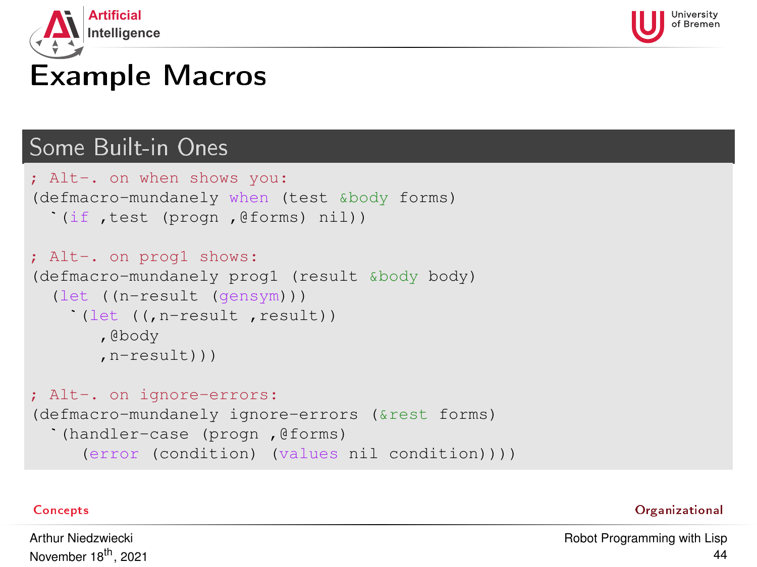# Example Macros

## Some Built-in Ones

```lisp
; Alt-. on when shows you:
(defmacro-mundanely when (test &body forms)
  `(if ,test (progn ,@forms) nil))

; Alt-. on prog1 shows:
(defmacro-mundanely prog1 (result &body body)
  (let ((n-result (gensym)))
    `(let ((,n-result ,result))
       ,@body
       ,n-result)))

; Alt-. on ignore-errors:
(defmacro-mundanely ignore-errors (&rest forms)
  `(handler-case (progn ,@forms)
     (error (condition) (values nil condition))))
```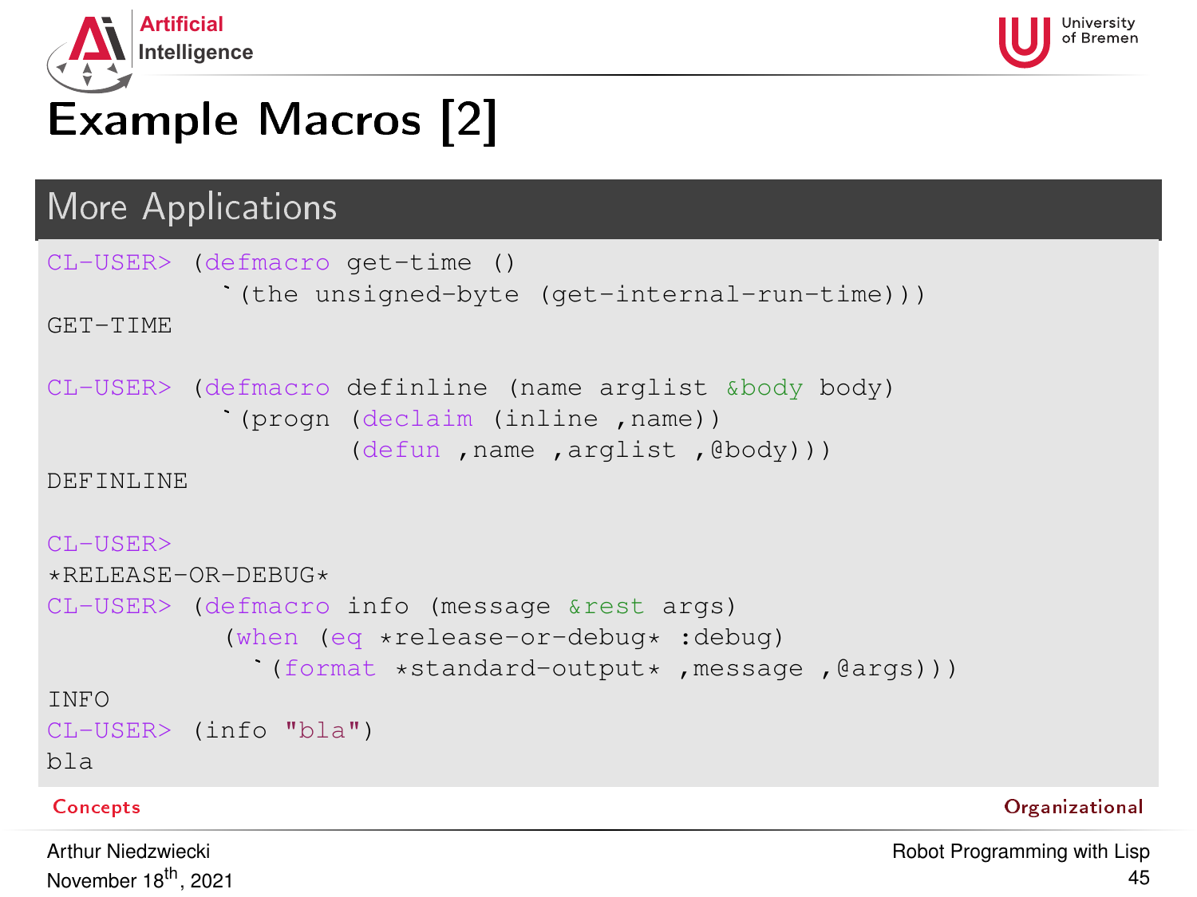# Example Macros [2]

## More Applications

```
CL-USER> (defmacro get-time ()
           `(the unsigned-byte (get-internal-run-time)))
GET-TIME

CL-USER> (defmacro definline (name arglist &body body)
           `(progn (declaim (inline ,name))
                   (defun ,name ,arglist ,@body)))
DEFINLINE

CL-USER>
*RELEASE-OR-DEBUG*
CL-USER> (defmacro info (message &rest args)
           (when (eq *release-or-debug* :debug)
             `(format *standard-output* ,message ,@args)))
INFO
CL-USER> (info "bla")
bla
```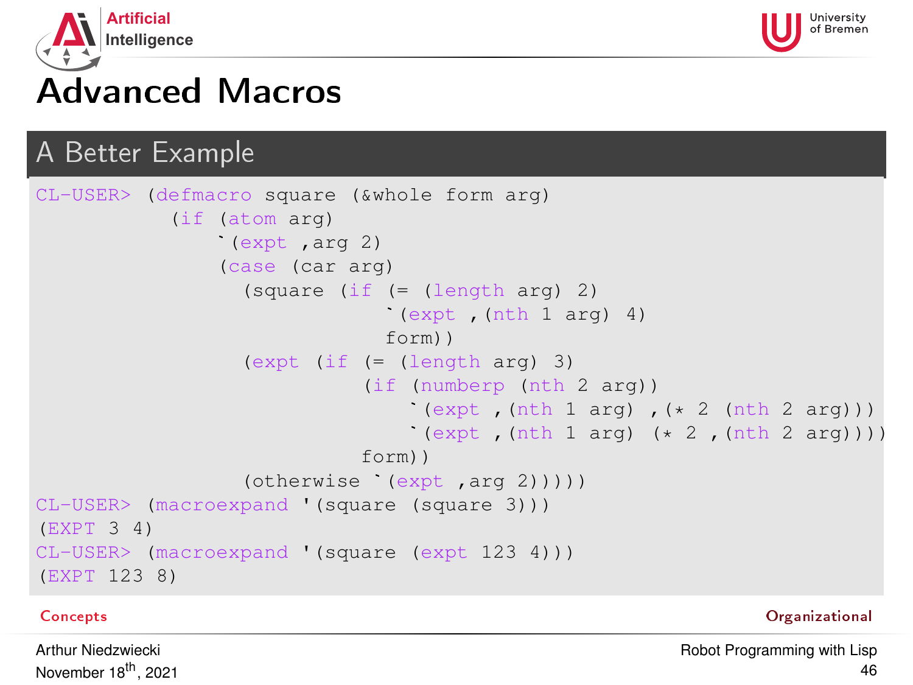# Advanced Macros

## A Better Example

```
CL-USER> (defmacro square (&whole form arg)
           (if (atom arg)
               `(expt ,arg 2)
               (case (car arg)
                 (square (if (= (length arg) 2)
                             `(expt ,(nth 1 arg) 4)
                             form))
                 (expt (if (= (length arg) 3)
                           (if (numberp (nth 2 arg))
                               `(expt ,(nth 1 arg) ,(* 2 (nth 2 arg)))
                               `(expt ,(nth 1 arg) (* 2 ,(nth 2 arg))))
                           form))
                 (otherwise `(expt ,arg 2)))))
CL-USER> (macroexpand '(square (square 3)))
(EXPT 3 4)
CL-USER> (macroexpand '(square (expt 123 4)))
(EXPT 123 8)
```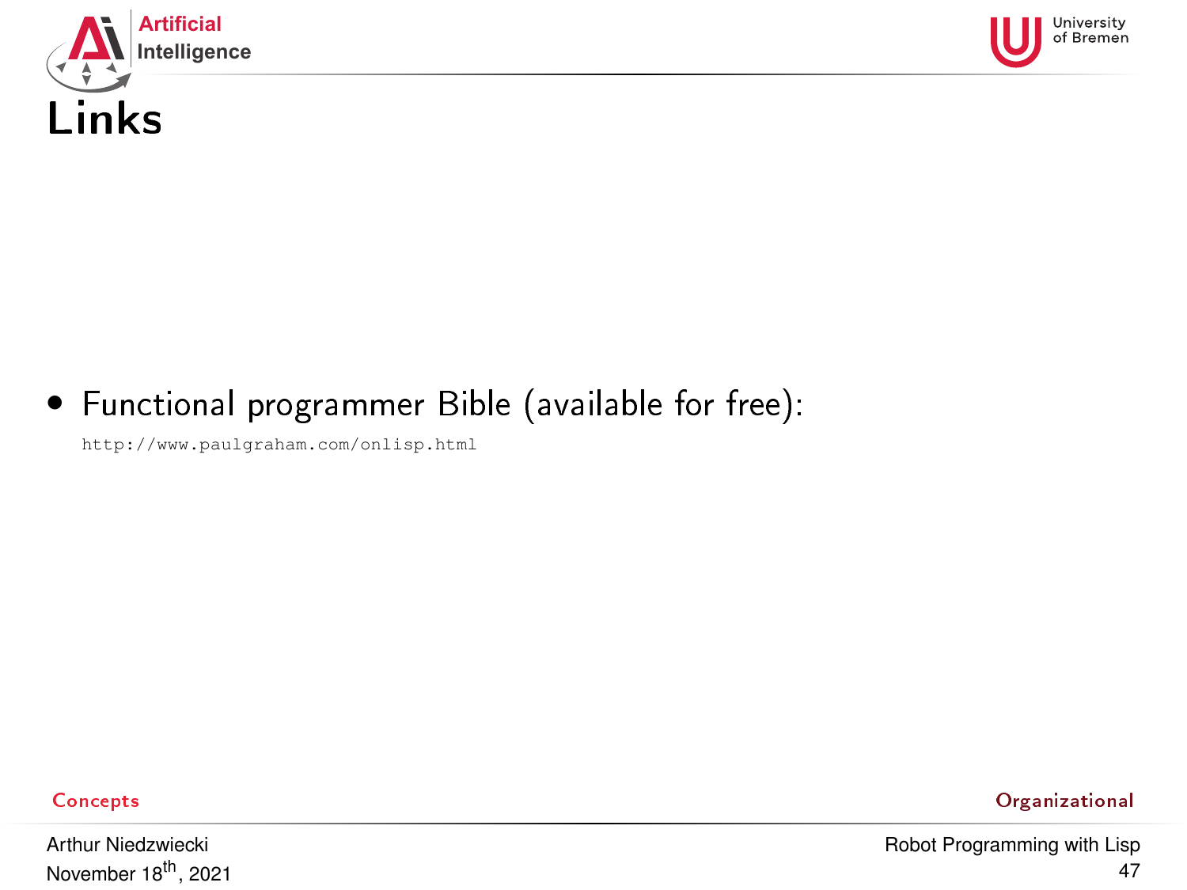# Links

- Functional programmer Bible (available for free):
  `http://www.paulgraham.com/onlisp.html`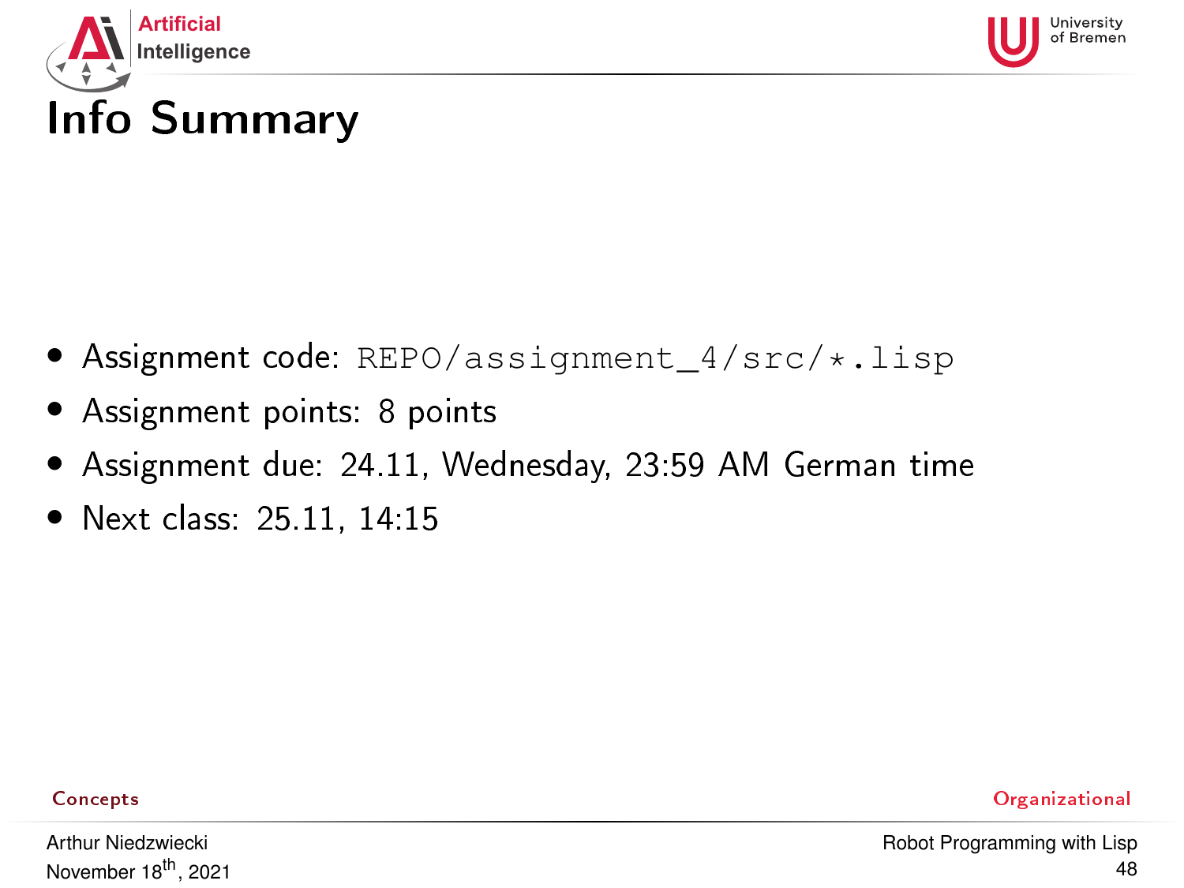# Info Summary

- Assignment code: `REPO/assignment_4/src/*.lisp`
- Assignment points: 8 points
- Assignment due: 24.11, Wednesday, 23:59 AM German time
- Next class: 25.11, 14:15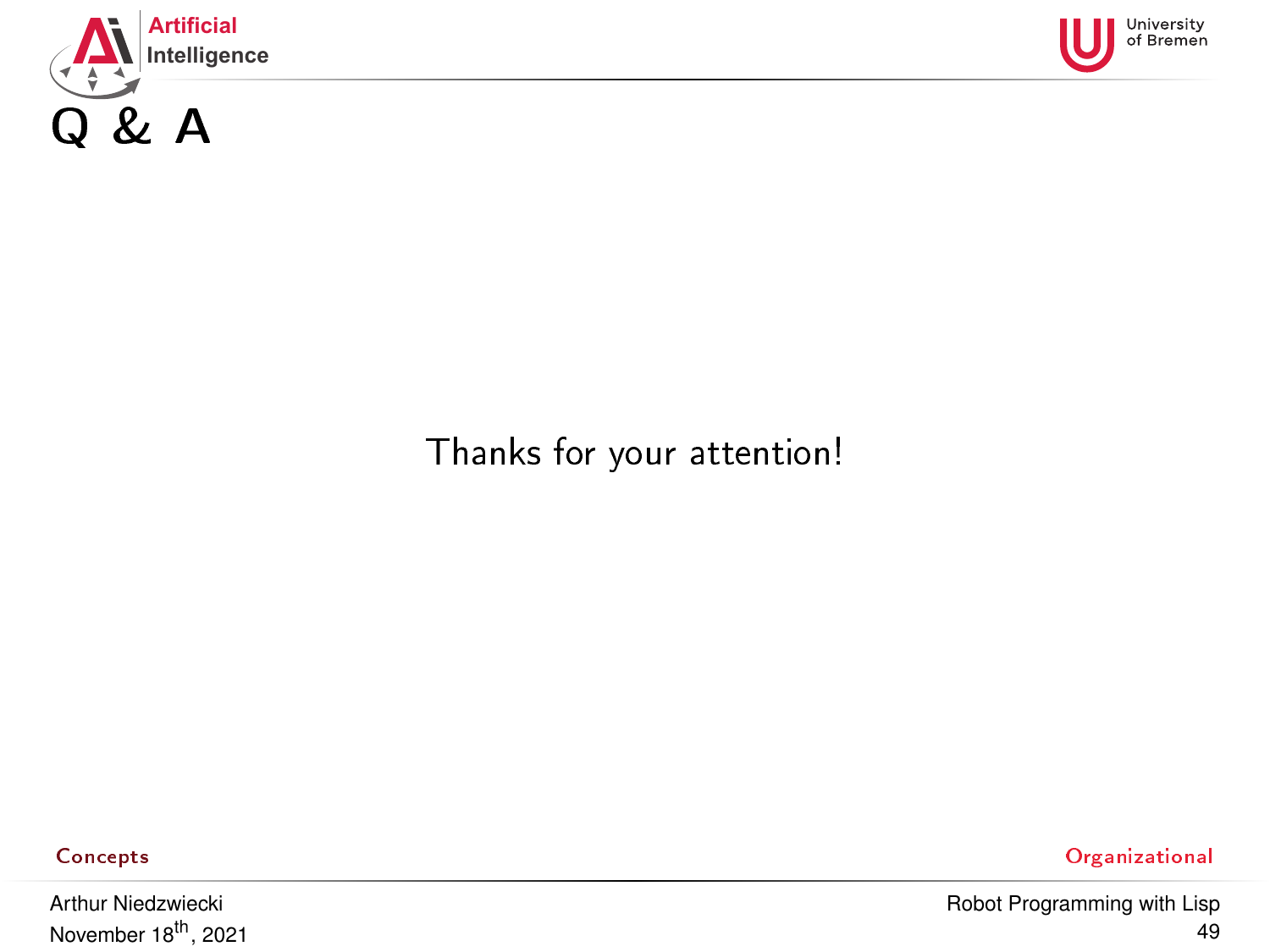# Q & A

Thanks for your attention!